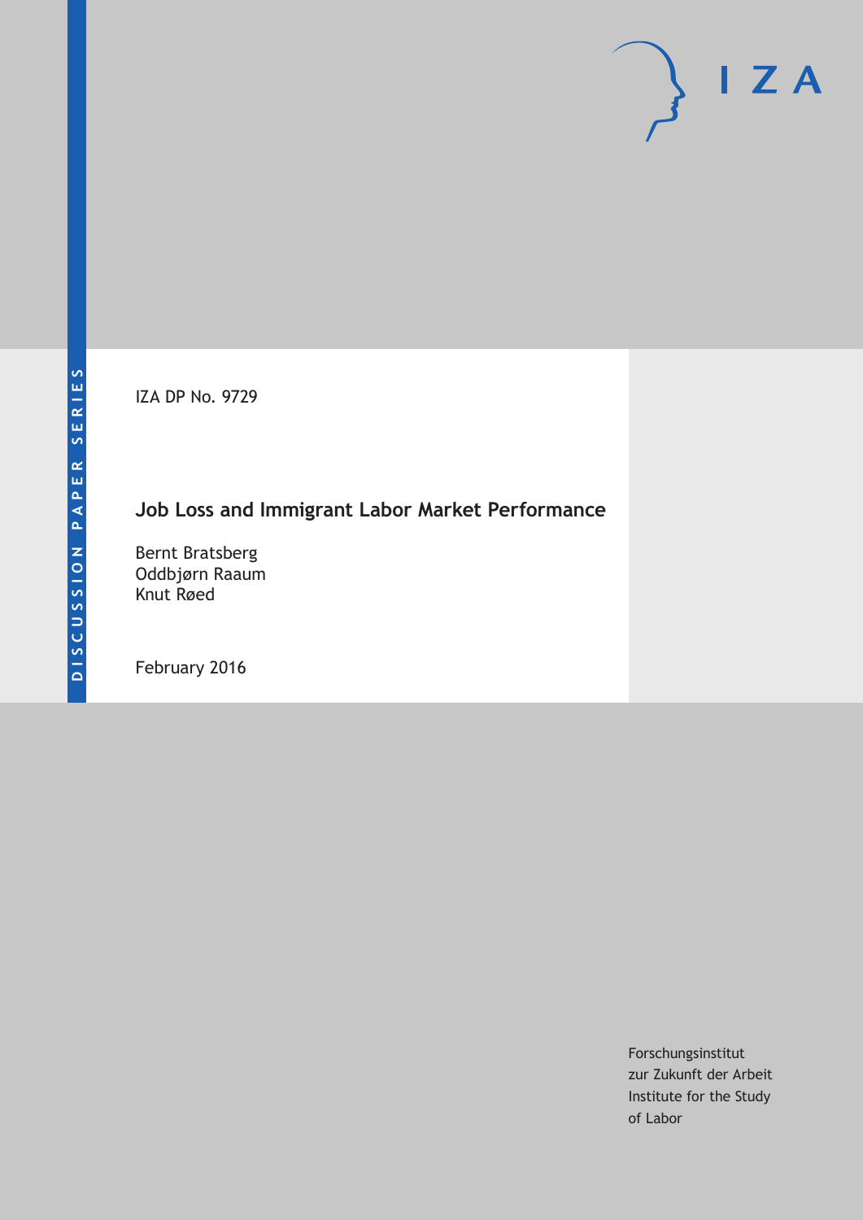DISCUSSION PAPER SERIES

IZA DP No. 9729

# Job Loss and Immigrant Labor Market Performance

Bernt Bratsberg
Oddbjørn Raaum
Knut Røed

February 2016

Forschungsinstitut
zur Zukunft der Arbeit
Institute for the Study
of Labor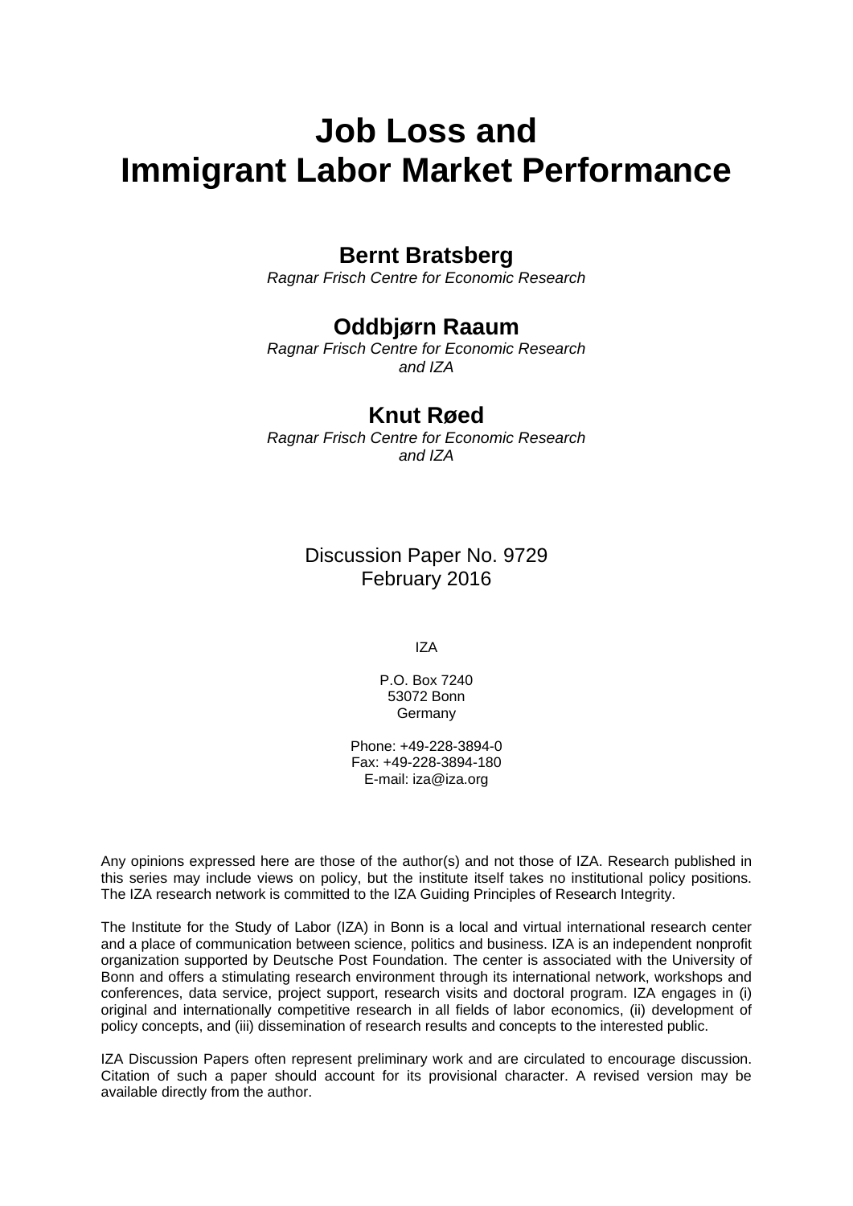# Job Loss and Immigrant Labor Market Performance

**Bernt Bratsberg**
*Ragnar Frisch Centre for Economic Research*

**Oddbjørn Raaum**
*Ragnar Frisch Centre for Economic Research and IZA*

**Knut Røed**
*Ragnar Frisch Centre for Economic Research and IZA*

Discussion Paper No. 9729
February 2016

IZA

P.O. Box 7240
53072 Bonn
Germany

Phone: +49-228-3894-0
Fax: +49-228-3894-180
E-mail: iza@iza.org

Any opinions expressed here are those of the author(s) and not those of IZA. Research published in this series may include views on policy, but the institute itself takes no institutional policy positions. The IZA research network is committed to the IZA Guiding Principles of Research Integrity.

The Institute for the Study of Labor (IZA) in Bonn is a local and virtual international research center and a place of communication between science, politics and business. IZA is an independent nonprofit organization supported by Deutsche Post Foundation. The center is associated with the University of Bonn and offers a stimulating research environment through its international network, workshops and conferences, data service, project support, research visits and doctoral program. IZA engages in (i) original and internationally competitive research in all fields of labor economics, (ii) development of policy concepts, and (iii) dissemination of research results and concepts to the interested public.

IZA Discussion Papers often represent preliminary work and are circulated to encourage discussion. Citation of such a paper should account for its provisional character. A revised version may be available directly from the author.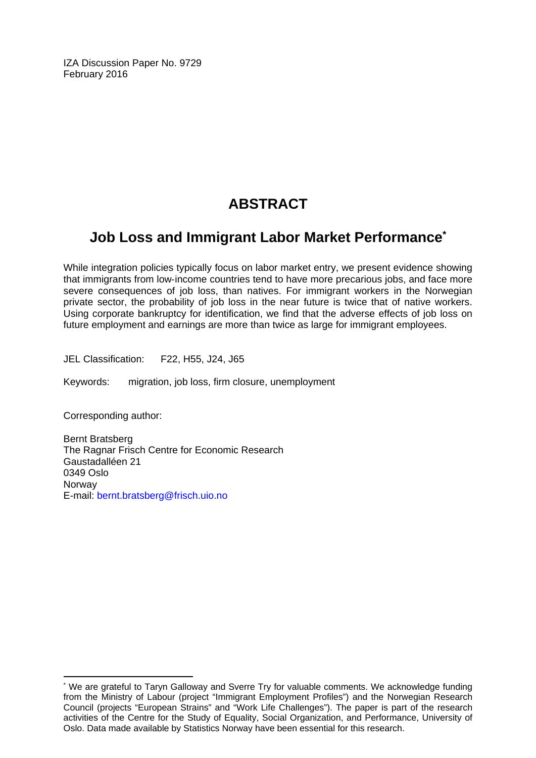IZA Discussion Paper No. 9729
February 2016

# ABSTRACT

## Job Loss and Immigrant Labor Market Performance*

While integration policies typically focus on labor market entry, we present evidence showing that immigrants from low-income countries tend to have more precarious jobs, and face more severe consequences of job loss, than natives. For immigrant workers in the Norwegian private sector, the probability of job loss in the near future is twice that of native workers. Using corporate bankruptcy for identification, we find that the adverse effects of job loss on future employment and earnings are more than twice as large for immigrant employees.

JEL Classification: F22, H55, J24, J65

Keywords: migration, job loss, firm closure, unemployment

Corresponding author:

Bernt Bratsberg
The Ragnar Frisch Centre for Economic Research
Gaustadalléen 21
0349 Oslo
Norway
E-mail: bernt.bratsberg@frisch.uio.no

---

* We are grateful to Taryn Galloway and Sverre Try for valuable comments. We acknowledge funding from the Ministry of Labour (project "Immigrant Employment Profiles") and the Norwegian Research Council (projects "European Strains" and "Work Life Challenges"). The paper is part of the research activities of the Centre for the Study of Equality, Social Organization, and Performance, University of Oslo. Data made available by Statistics Norway have been essential for this research.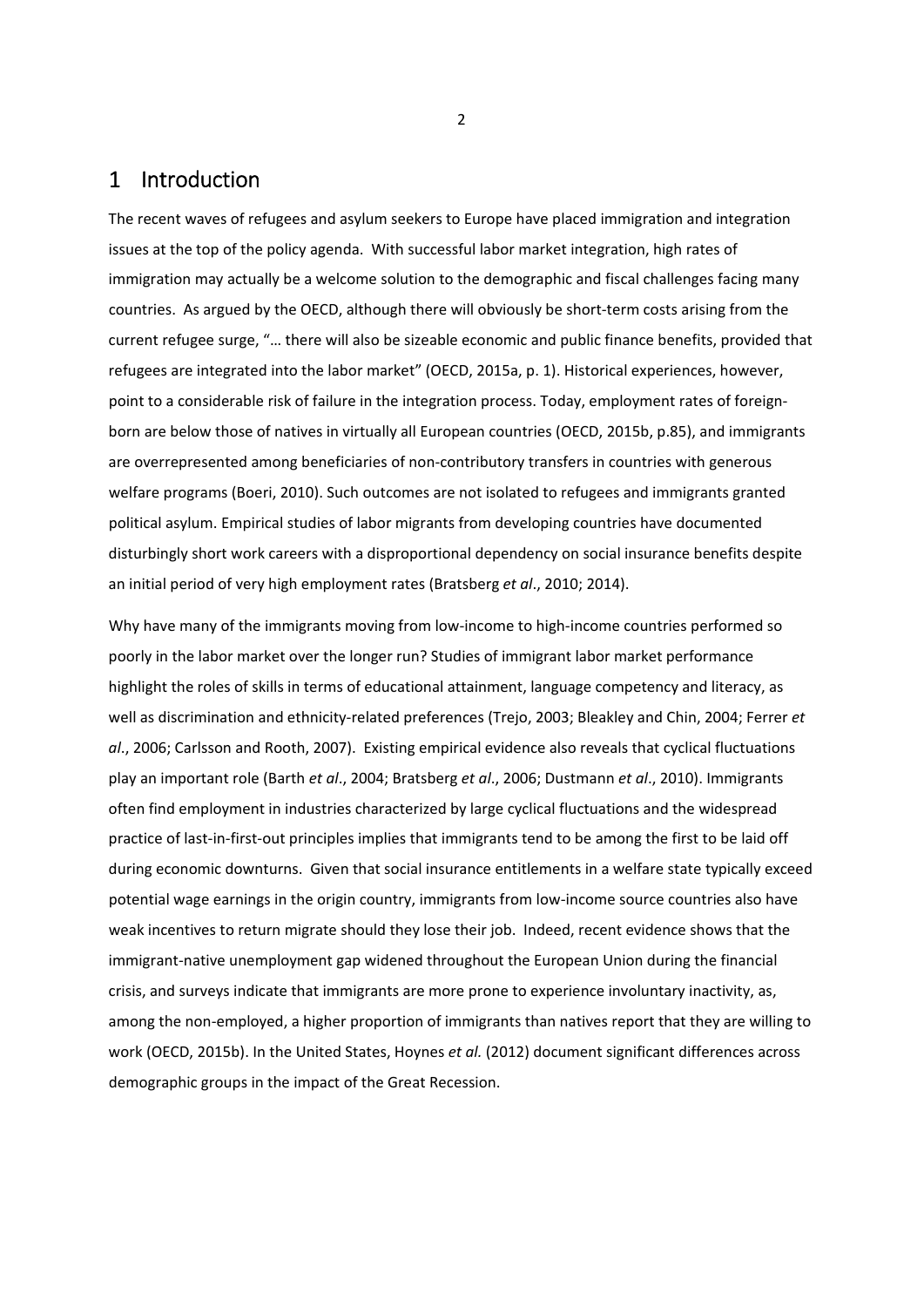# 1 Introduction

The recent waves of refugees and asylum seekers to Europe have placed immigration and integration issues at the top of the policy agenda. With successful labor market integration, high rates of immigration may actually be a welcome solution to the demographic and fiscal challenges facing many countries. As argued by the OECD, although there will obviously be short-term costs arising from the current refugee surge, "… there will also be sizeable economic and public finance benefits, provided that refugees are integrated into the labor market" (OECD, 2015a, p. 1). Historical experiences, however, point to a considerable risk of failure in the integration process. Today, employment rates of foreign-born are below those of natives in virtually all European countries (OECD, 2015b, p.85), and immigrants are overrepresented among beneficiaries of non-contributory transfers in countries with generous welfare programs (Boeri, 2010). Such outcomes are not isolated to refugees and immigrants granted political asylum. Empirical studies of labor migrants from developing countries have documented disturbingly short work careers with a disproportional dependency on social insurance benefits despite an initial period of very high employment rates (Bratsberg *et al*., 2010; 2014).

Why have many of the immigrants moving from low-income to high-income countries performed so poorly in the labor market over the longer run? Studies of immigrant labor market performance highlight the roles of skills in terms of educational attainment, language competency and literacy, as well as discrimination and ethnicity-related preferences (Trejo, 2003; Bleakley and Chin, 2004; Ferrer *et al*., 2006; Carlsson and Rooth, 2007). Existing empirical evidence also reveals that cyclical fluctuations play an important role (Barth *et al*., 2004; Bratsberg *et al*., 2006; Dustmann *et al*., 2010). Immigrants often find employment in industries characterized by large cyclical fluctuations and the widespread practice of last-in-first-out principles implies that immigrants tend to be among the first to be laid off during economic downturns. Given that social insurance entitlements in a welfare state typically exceed potential wage earnings in the origin country, immigrants from low-income source countries also have weak incentives to return migrate should they lose their job. Indeed, recent evidence shows that the immigrant-native unemployment gap widened throughout the European Union during the financial crisis, and surveys indicate that immigrants are more prone to experience involuntary inactivity, as, among the non-employed, a higher proportion of immigrants than natives report that they are willing to work (OECD, 2015b). In the United States, Hoynes *et al.* (2012) document significant differences across demographic groups in the impact of the Great Recession.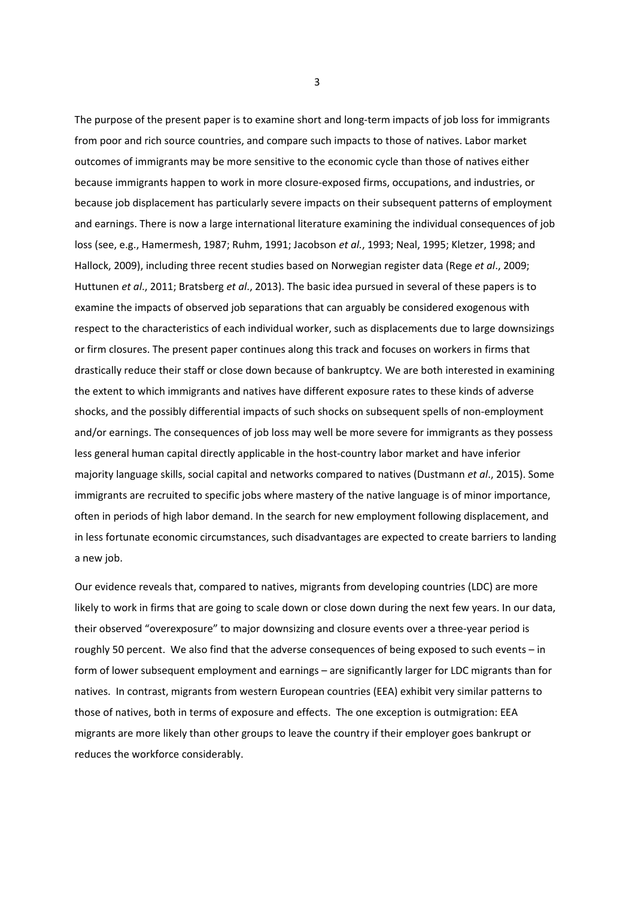The purpose of the present paper is to examine short and long-term impacts of job loss for immigrants from poor and rich source countries, and compare such impacts to those of natives. Labor market outcomes of immigrants may be more sensitive to the economic cycle than those of natives either because immigrants happen to work in more closure-exposed firms, occupations, and industries, or because job displacement has particularly severe impacts on their subsequent patterns of employment and earnings. There is now a large international literature examining the individual consequences of job loss (see, e.g., Hamermesh, 1987; Ruhm, 1991; Jacobson *et al.*, 1993; Neal, 1995; Kletzer, 1998; and Hallock, 2009), including three recent studies based on Norwegian register data (Rege *et al*., 2009; Huttunen *et al*., 2011; Bratsberg *et al*., 2013). The basic idea pursued in several of these papers is to examine the impacts of observed job separations that can arguably be considered exogenous with respect to the characteristics of each individual worker, such as displacements due to large downsizings or firm closures. The present paper continues along this track and focuses on workers in firms that drastically reduce their staff or close down because of bankruptcy. We are both interested in examining the extent to which immigrants and natives have different exposure rates to these kinds of adverse shocks, and the possibly differential impacts of such shocks on subsequent spells of non-employment and/or earnings. The consequences of job loss may well be more severe for immigrants as they possess less general human capital directly applicable in the host-country labor market and have inferior majority language skills, social capital and networks compared to natives (Dustmann *et al*., 2015). Some immigrants are recruited to specific jobs where mastery of the native language is of minor importance, often in periods of high labor demand. In the search for new employment following displacement, and in less fortunate economic circumstances, such disadvantages are expected to create barriers to landing a new job.

Our evidence reveals that, compared to natives, migrants from developing countries (LDC) are more likely to work in firms that are going to scale down or close down during the next few years. In our data, their observed "overexposure" to major downsizing and closure events over a three-year period is roughly 50 percent. We also find that the adverse consequences of being exposed to such events – in form of lower subsequent employment and earnings – are significantly larger for LDC migrants than for natives. In contrast, migrants from western European countries (EEA) exhibit very similar patterns to those of natives, both in terms of exposure and effects. The one exception is outmigration: EEA migrants are more likely than other groups to leave the country if their employer goes bankrupt or reduces the workforce considerably.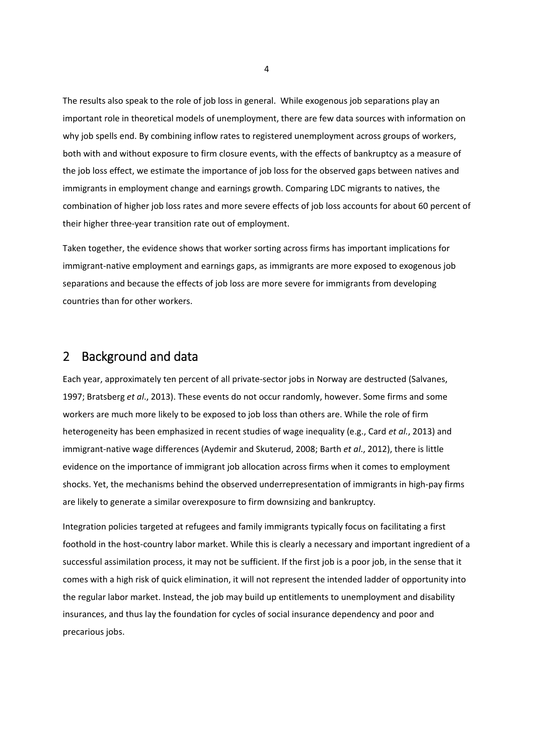The results also speak to the role of job loss in general. While exogenous job separations play an important role in theoretical models of unemployment, there are few data sources with information on why job spells end. By combining inflow rates to registered unemployment across groups of workers, both with and without exposure to firm closure events, with the effects of bankruptcy as a measure of the job loss effect, we estimate the importance of job loss for the observed gaps between natives and immigrants in employment change and earnings growth. Comparing LDC migrants to natives, the combination of higher job loss rates and more severe effects of job loss accounts for about 60 percent of their higher three-year transition rate out of employment.

Taken together, the evidence shows that worker sorting across firms has important implications for immigrant-native employment and earnings gaps, as immigrants are more exposed to exogenous job separations and because the effects of job loss are more severe for immigrants from developing countries than for other workers.

## 2 Background and data

Each year, approximately ten percent of all private-sector jobs in Norway are destructed (Salvanes, 1997; Bratsberg *et al*., 2013). These events do not occur randomly, however. Some firms and some workers are much more likely to be exposed to job loss than others are. While the role of firm heterogeneity has been emphasized in recent studies of wage inequality (e.g., Card *et al.*, 2013) and immigrant-native wage differences (Aydemir and Skuterud, 2008; Barth *et al*., 2012), there is little evidence on the importance of immigrant job allocation across firms when it comes to employment shocks. Yet, the mechanisms behind the observed underrepresentation of immigrants in high-pay firms are likely to generate a similar overexposure to firm downsizing and bankruptcy.

Integration policies targeted at refugees and family immigrants typically focus on facilitating a first foothold in the host-country labor market. While this is clearly a necessary and important ingredient of a successful assimilation process, it may not be sufficient. If the first job is a poor job, in the sense that it comes with a high risk of quick elimination, it will not represent the intended ladder of opportunity into the regular labor market. Instead, the job may build up entitlements to unemployment and disability insurances, and thus lay the foundation for cycles of social insurance dependency and poor and precarious jobs.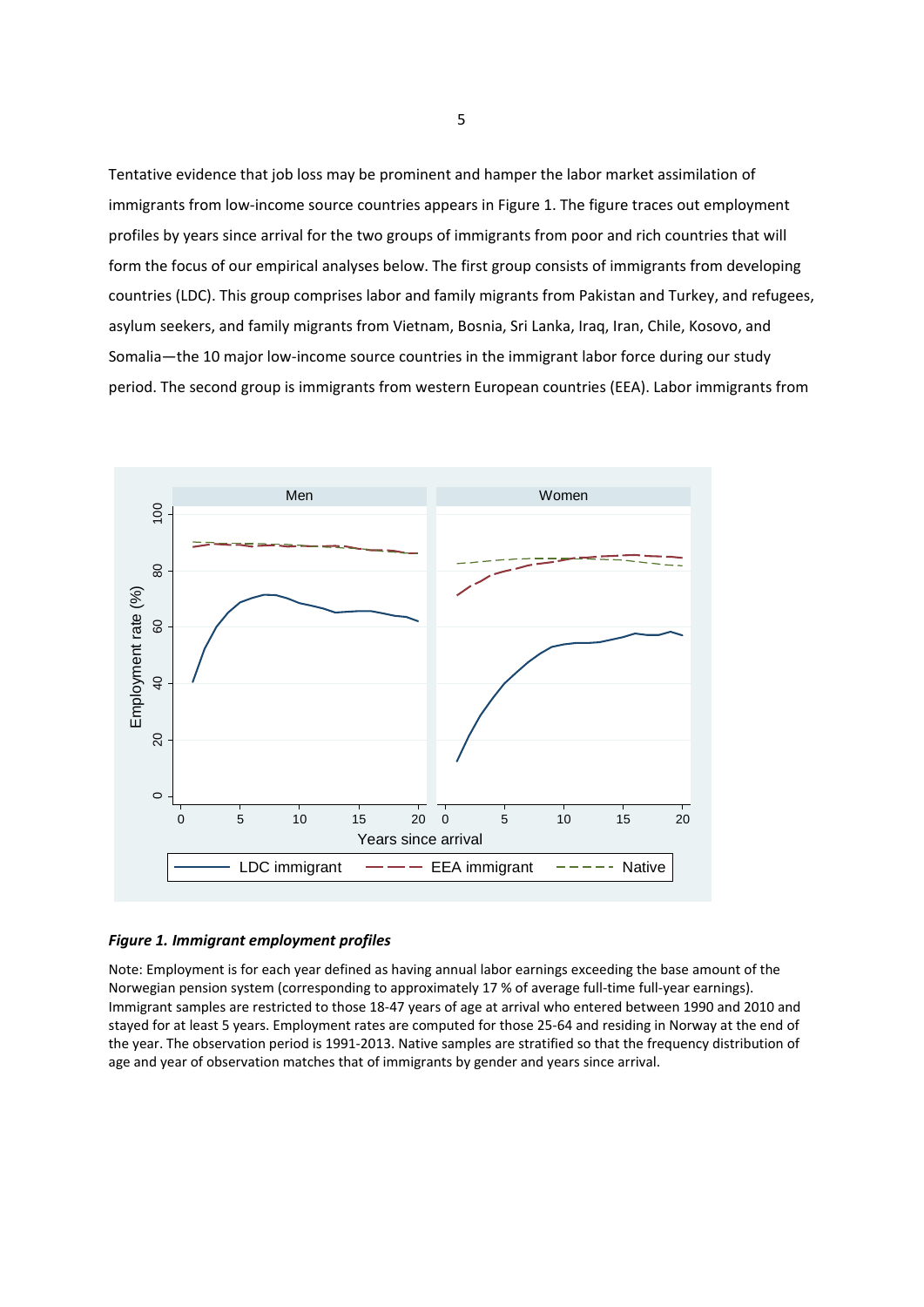Tentative evidence that job loss may be prominent and hamper the labor market assimilation of immigrants from low-income source countries appears in Figure 1. The figure traces out employment profiles by years since arrival for the two groups of immigrants from poor and rich countries that will form the focus of our empirical analyses below. The first group consists of immigrants from developing countries (LDC). This group comprises labor and family migrants from Pakistan and Turkey, and refugees, asylum seekers, and family migrants from Vietnam, Bosnia, Sri Lanka, Iraq, Iran, Chile, Kosovo, and Somalia—the 10 major low-income source countries in the immigrant labor force during our study period. The second group is immigrants from western European countries (EEA). Labor immigrants from

***Figure 1. Immigrant employment profiles***

Note: Employment is for each year defined as having annual labor earnings exceeding the base amount of the Norwegian pension system (corresponding to approximately 17 % of average full-time full-year earnings). Immigrant samples are restricted to those 18-47 years of age at arrival who entered between 1990 and 2010 and stayed for at least 5 years. Employment rates are computed for those 25-64 and residing in Norway at the end of the year. The observation period is 1991-2013. Native samples are stratified so that the frequency distribution of age and year of observation matches that of immigrants by gender and years since arrival.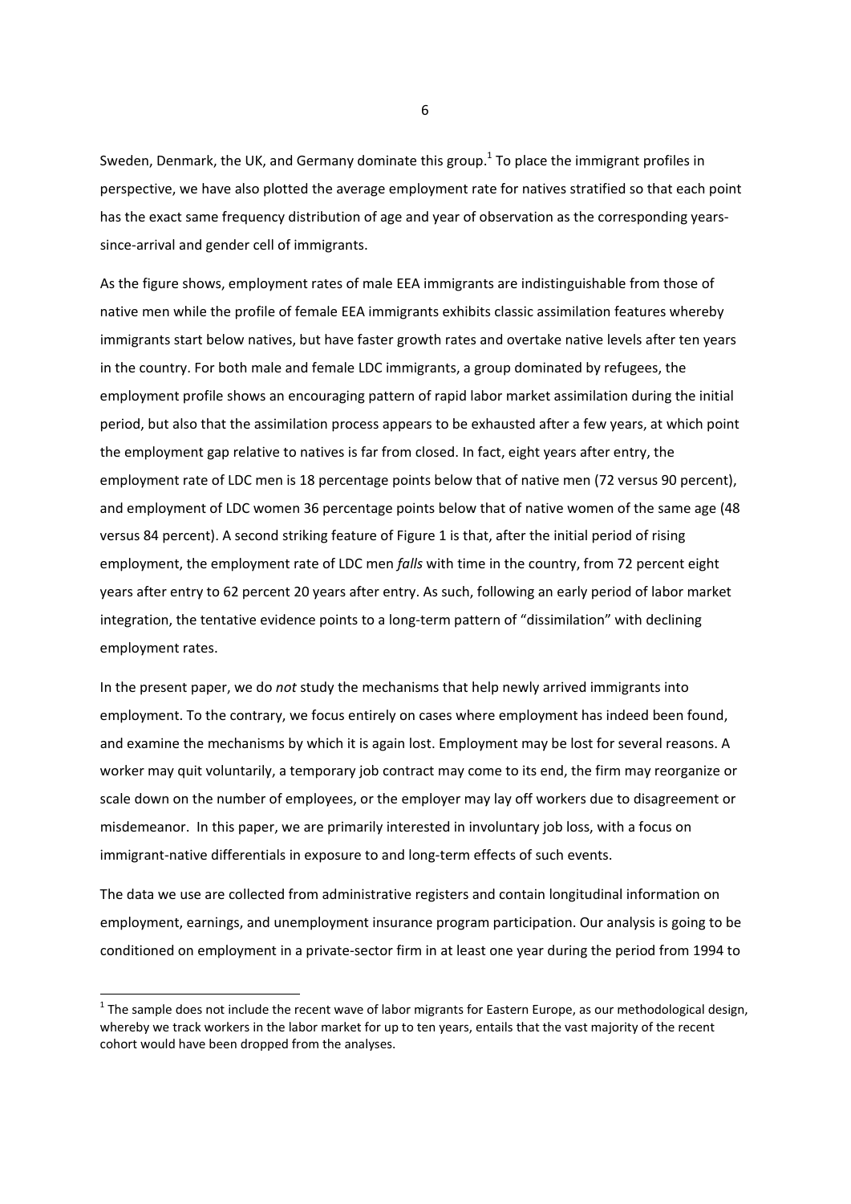Sweden, Denmark, the UK, and Germany dominate this group.[1] To place the immigrant profiles in perspective, we have also plotted the average employment rate for natives stratified so that each point has the exact same frequency distribution of age and year of observation as the corresponding years-since-arrival and gender cell of immigrants.

As the figure shows, employment rates of male EEA immigrants are indistinguishable from those of native men while the profile of female EEA immigrants exhibits classic assimilation features whereby immigrants start below natives, but have faster growth rates and overtake native levels after ten years in the country. For both male and female LDC immigrants, a group dominated by refugees, the employment profile shows an encouraging pattern of rapid labor market assimilation during the initial period, but also that the assimilation process appears to be exhausted after a few years, at which point the employment gap relative to natives is far from closed. In fact, eight years after entry, the employment rate of LDC men is 18 percentage points below that of native men (72 versus 90 percent), and employment of LDC women 36 percentage points below that of native women of the same age (48 versus 84 percent). A second striking feature of Figure 1 is that, after the initial period of rising employment, the employment rate of LDC men *falls* with time in the country, from 72 percent eight years after entry to 62 percent 20 years after entry. As such, following an early period of labor market integration, the tentative evidence points to a long-term pattern of "dissimilation" with declining employment rates.

In the present paper, we do *not* study the mechanisms that help newly arrived immigrants into employment. To the contrary, we focus entirely on cases where employment has indeed been found, and examine the mechanisms by which it is again lost. Employment may be lost for several reasons. A worker may quit voluntarily, a temporary job contract may come to its end, the firm may reorganize or scale down on the number of employees, or the employer may lay off workers due to disagreement or misdemeanor. In this paper, we are primarily interested in involuntary job loss, with a focus on immigrant-native differentials in exposure to and long-term effects of such events.

The data we use are collected from administrative registers and contain longitudinal information on employment, earnings, and unemployment insurance program participation. Our analysis is going to be conditioned on employment in a private-sector firm in at least one year during the period from 1994 to

[1] The sample does not include the recent wave of labor migrants for Eastern Europe, as our methodological design, whereby we track workers in the labor market for up to ten years, entails that the vast majority of the recent cohort would have been dropped from the analyses.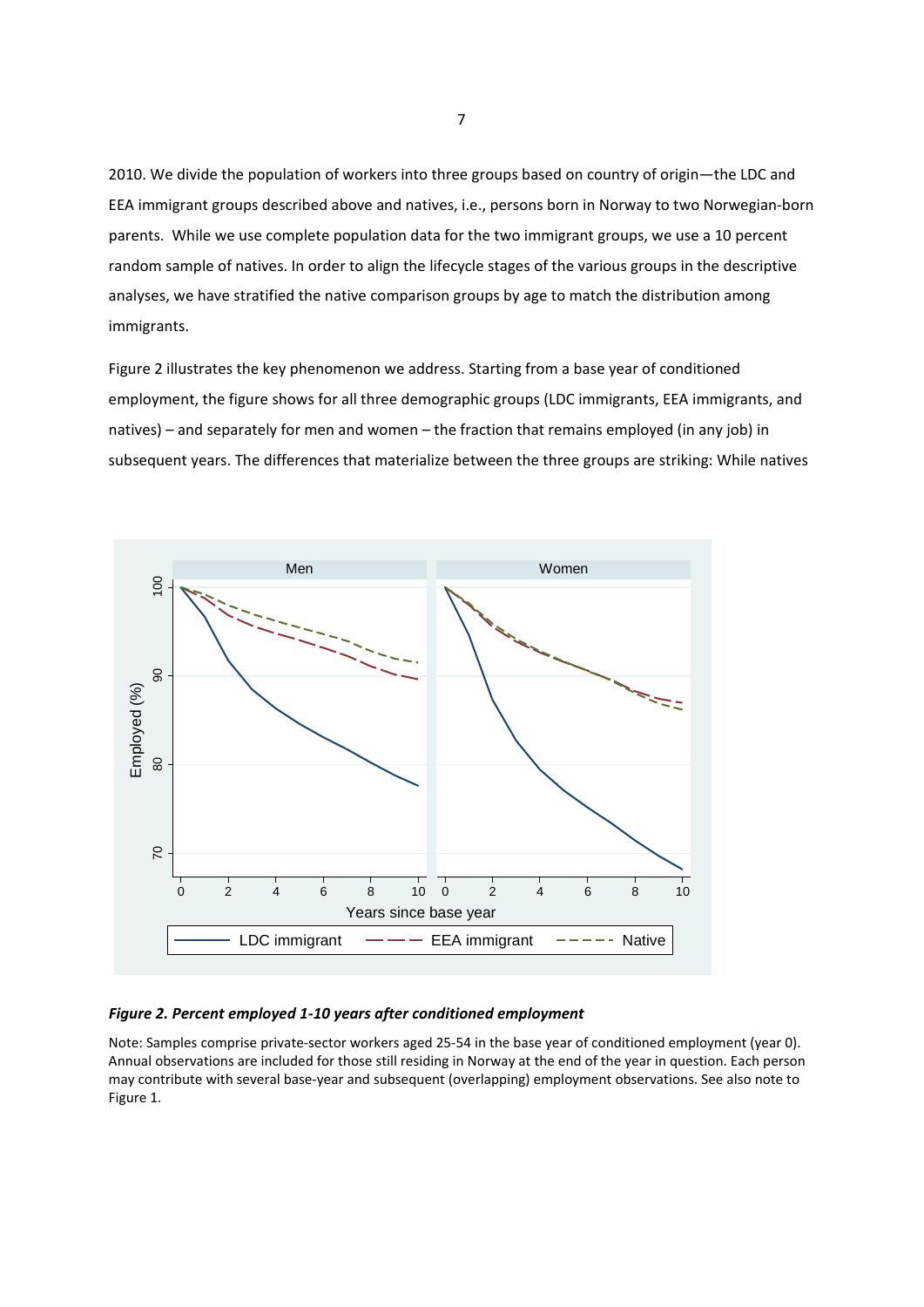2010. We divide the population of workers into three groups based on country of origin—the LDC and EEA immigrant groups described above and natives, i.e., persons born in Norway to two Norwegian-born parents. While we use complete population data for the two immigrant groups, we use a 10 percent random sample of natives. In order to align the lifecycle stages of the various groups in the descriptive analyses, we have stratified the native comparison groups by age to match the distribution among immigrants.

Figure 2 illustrates the key phenomenon we address. Starting from a base year of conditioned employment, the figure shows for all three demographic groups (LDC immigrants, EEA immigrants, and natives) – and separately for men and women – the fraction that remains employed (in any job) in subsequent years. The differences that materialize between the three groups are striking: While natives

***Figure 2. Percent employed 1-10 years after conditioned employment***

Note: Samples comprise private-sector workers aged 25-54 in the base year of conditioned employment (year 0). Annual observations are included for those still residing in Norway at the end of the year in question. Each person may contribute with several base-year and subsequent (overlapping) employment observations. See also note to Figure 1.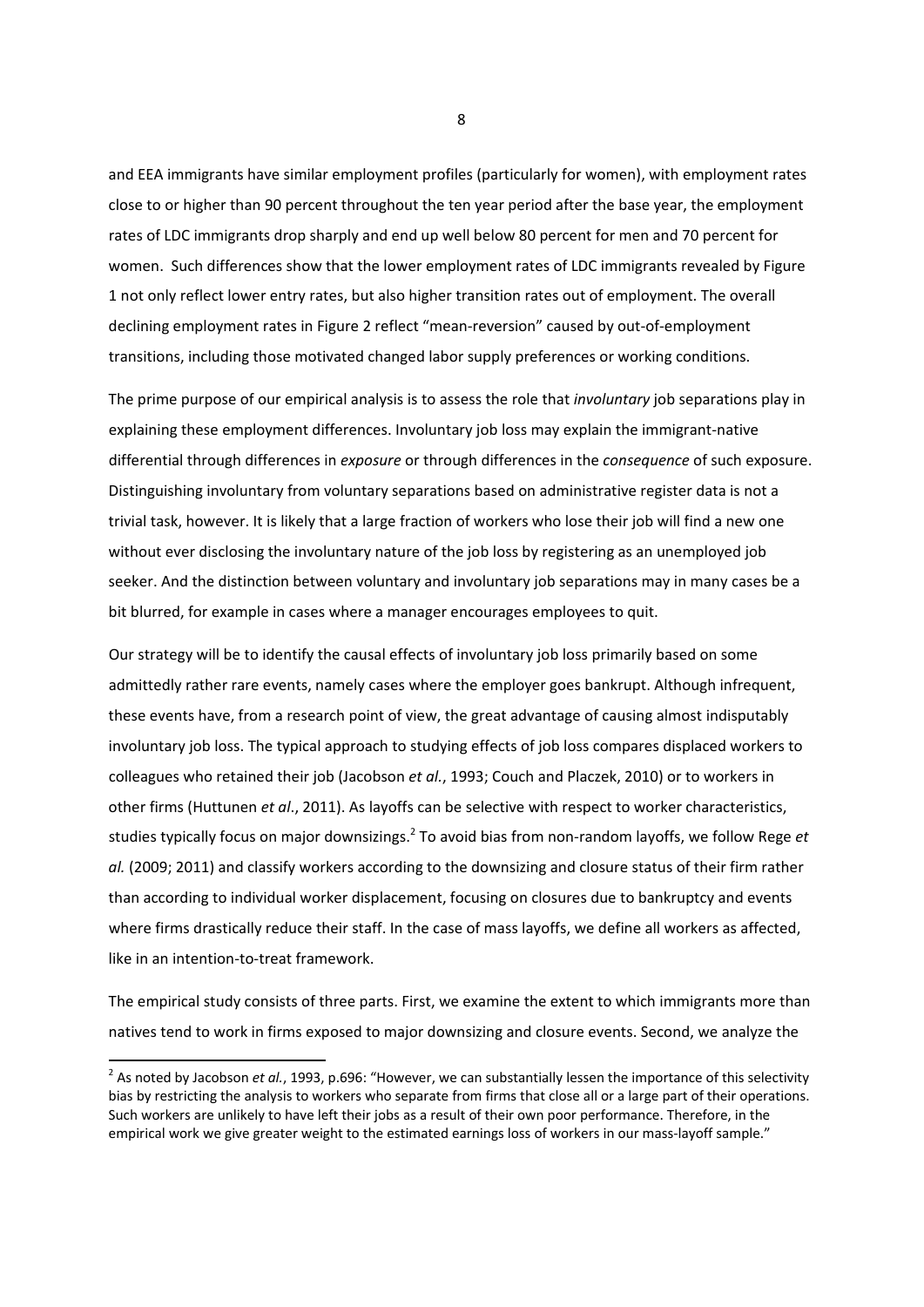and EEA immigrants have similar employment profiles (particularly for women), with employment rates close to or higher than 90 percent throughout the ten year period after the base year, the employment rates of LDC immigrants drop sharply and end up well below 80 percent for men and 70 percent for women. Such differences show that the lower employment rates of LDC immigrants revealed by Figure 1 not only reflect lower entry rates, but also higher transition rates out of employment. The overall declining employment rates in Figure 2 reflect "mean-reversion" caused by out-of-employment transitions, including those motivated changed labor supply preferences or working conditions.

The prime purpose of our empirical analysis is to assess the role that *involuntary* job separations play in explaining these employment differences. Involuntary job loss may explain the immigrant-native differential through differences in *exposure* or through differences in the *consequence* of such exposure. Distinguishing involuntary from voluntary separations based on administrative register data is not a trivial task, however. It is likely that a large fraction of workers who lose their job will find a new one without ever disclosing the involuntary nature of the job loss by registering as an unemployed job seeker. And the distinction between voluntary and involuntary job separations may in many cases be a bit blurred, for example in cases where a manager encourages employees to quit.

Our strategy will be to identify the causal effects of involuntary job loss primarily based on some admittedly rather rare events, namely cases where the employer goes bankrupt. Although infrequent, these events have, from a research point of view, the great advantage of causing almost indisputably involuntary job loss. The typical approach to studying effects of job loss compares displaced workers to colleagues who retained their job (Jacobson *et al.*, 1993; Couch and Placzek, 2010) or to workers in other firms (Huttunen *et al*., 2011). As layoffs can be selective with respect to worker characteristics, studies typically focus on major downsizings.[2] To avoid bias from non-random layoffs, we follow Rege *et al.* (2009; 2011) and classify workers according to the downsizing and closure status of their firm rather than according to individual worker displacement, focusing on closures due to bankruptcy and events where firms drastically reduce their staff. In the case of mass layoffs, we define all workers as affected, like in an intention-to-treat framework.

The empirical study consists of three parts. First, we examine the extent to which immigrants more than natives tend to work in firms exposed to major downsizing and closure events. Second, we analyze the

[2] As noted by Jacobson *et al.*, 1993, p.696: "However, we can substantially lessen the importance of this selectivity bias by restricting the analysis to workers who separate from firms that close all or a large part of their operations. Such workers are unlikely to have left their jobs as a result of their own poor performance. Therefore, in the empirical work we give greater weight to the estimated earnings loss of workers in our mass-layoff sample."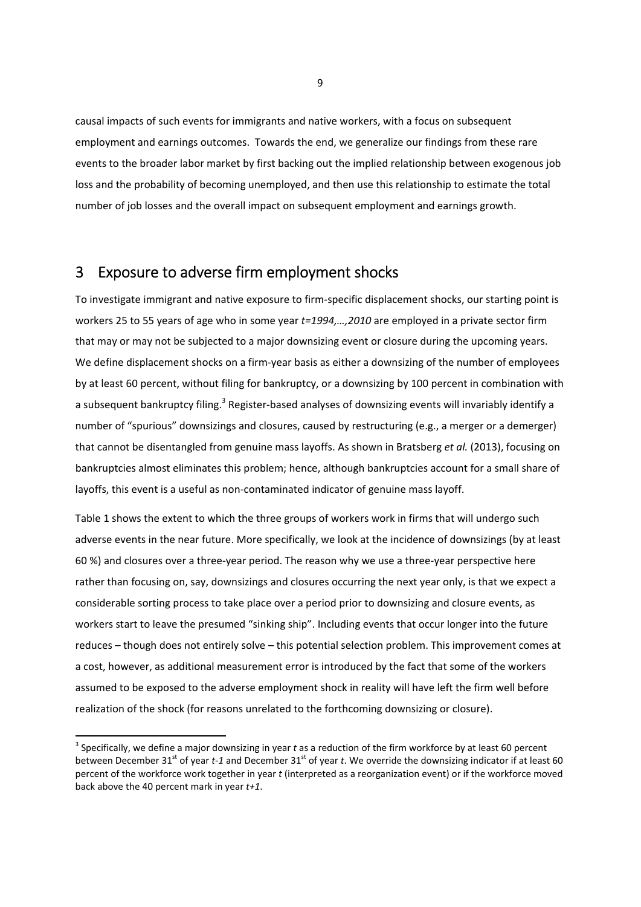causal impacts of such events for immigrants and native workers, with a focus on subsequent employment and earnings outcomes. Towards the end, we generalize our findings from these rare events to the broader labor market by first backing out the implied relationship between exogenous job loss and the probability of becoming unemployed, and then use this relationship to estimate the total number of job losses and the overall impact on subsequent employment and earnings growth.

## 3 Exposure to adverse firm employment shocks

To investigate immigrant and native exposure to firm-specific displacement shocks, our starting point is workers 25 to 55 years of age who in some year $t=1994,\ldots,2010$ are employed in a private sector firm that may or may not be subjected to a major downsizing event or closure during the upcoming years. We define displacement shocks on a firm-year basis as either a downsizing of the number of employees by at least 60 percent, without filing for bankruptcy, or a downsizing by 100 percent in combination with a subsequent bankruptcy filing.[3] Register-based analyses of downsizing events will invariably identify a number of "spurious" downsizings and closures, caused by restructuring (e.g., a merger or a demerger) that cannot be disentangled from genuine mass layoffs. As shown in Bratsberg *et al.* (2013), focusing on bankruptcies almost eliminates this problem; hence, although bankruptcies account for a small share of layoffs, this event is a useful as non-contaminated indicator of genuine mass layoff.

Table 1 shows the extent to which the three groups of workers work in firms that will undergo such adverse events in the near future. More specifically, we look at the incidence of downsizings (by at least 60 %) and closures over a three-year period. The reason why we use a three-year perspective here rather than focusing on, say, downsizings and closures occurring the next year only, is that we expect a considerable sorting process to take place over a period prior to downsizing and closure events, as workers start to leave the presumed "sinking ship". Including events that occur longer into the future reduces – though does not entirely solve – this potential selection problem. This improvement comes at a cost, however, as additional measurement error is introduced by the fact that some of the workers assumed to be exposed to the adverse employment shock in reality will have left the firm well before realization of the shock (for reasons unrelated to the forthcoming downsizing or closure).

---

[3] Specifically, we define a major downsizing in year $t$ as a reduction of the firm workforce by at least 60 percent between December 31st of year $t-1$ and December 31st of year $t$. We override the downsizing indicator if at least 60 percent of the workforce work together in year $t$ (interpreted as a reorganization event) or if the workforce moved back above the 40 percent mark in year $t+1$.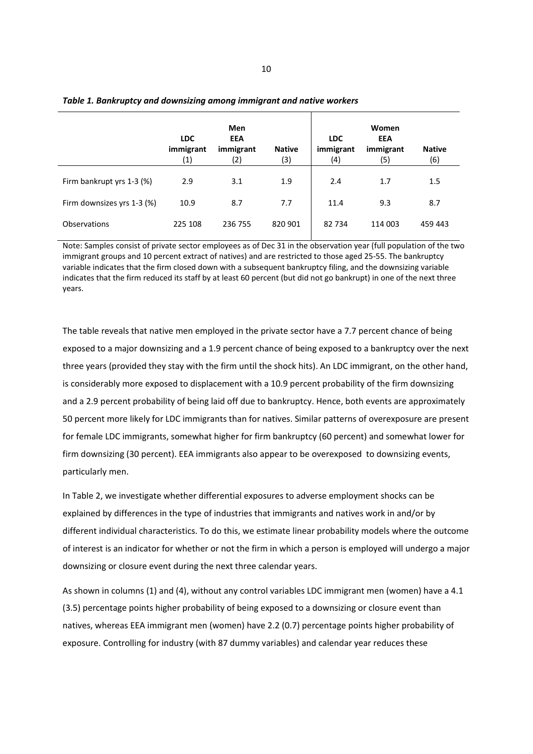*Table 1. Bankruptcy and downsizing among immigrant and native workers*

| | Men | | | Women | | |
|---|---|---|---|---|---|---|
| | LDC immigrant (1) | EEA immigrant (2) | Native (3) | LDC immigrant (4) | EEA immigrant (5) | Native (6) |
| Firm bankrupt yrs 1-3 (%) | 2.9 | 3.1 | 1.9 | 2.4 | 1.7 | 1.5 |
| Firm downsizes yrs 1-3 (%) | 10.9 | 8.7 | 7.7 | 11.4 | 9.3 | 8.7 |
| Observations | 225 108 | 236 755 | 820 901 | 82 734 | 114 003 | 459 443 |

Note: Samples consist of private sector employees as of Dec 31 in the observation year (full population of the two immigrant groups and 10 percent extract of natives) and are restricted to those aged 25-55. The bankruptcy variable indicates that the firm closed down with a subsequent bankruptcy filing, and the downsizing variable indicates that the firm reduced its staff by at least 60 percent (but did not go bankrupt) in one of the next three years.

The table reveals that native men employed in the private sector have a 7.7 percent chance of being exposed to a major downsizing and a 1.9 percent chance of being exposed to a bankruptcy over the next three years (provided they stay with the firm until the shock hits). An LDC immigrant, on the other hand, is considerably more exposed to displacement with a 10.9 percent probability of the firm downsizing and a 2.9 percent probability of being laid off due to bankruptcy. Hence, both events are approximately 50 percent more likely for LDC immigrants than for natives. Similar patterns of overexposure are present for female LDC immigrants, somewhat higher for firm bankruptcy (60 percent) and somewhat lower for firm downsizing (30 percent). EEA immigrants also appear to be overexposed to downsizing events, particularly men.

In Table 2, we investigate whether differential exposures to adverse employment shocks can be explained by differences in the type of industries that immigrants and natives work in and/or by different individual characteristics. To do this, we estimate linear probability models where the outcome of interest is an indicator for whether or not the firm in which a person is employed will undergo a major downsizing or closure event during the next three calendar years.

As shown in columns (1) and (4), without any control variables LDC immigrant men (women) have a 4.1 (3.5) percentage points higher probability of being exposed to a downsizing or closure event than natives, whereas EEA immigrant men (women) have 2.2 (0.7) percentage points higher probability of exposure. Controlling for industry (with 87 dummy variables) and calendar year reduces these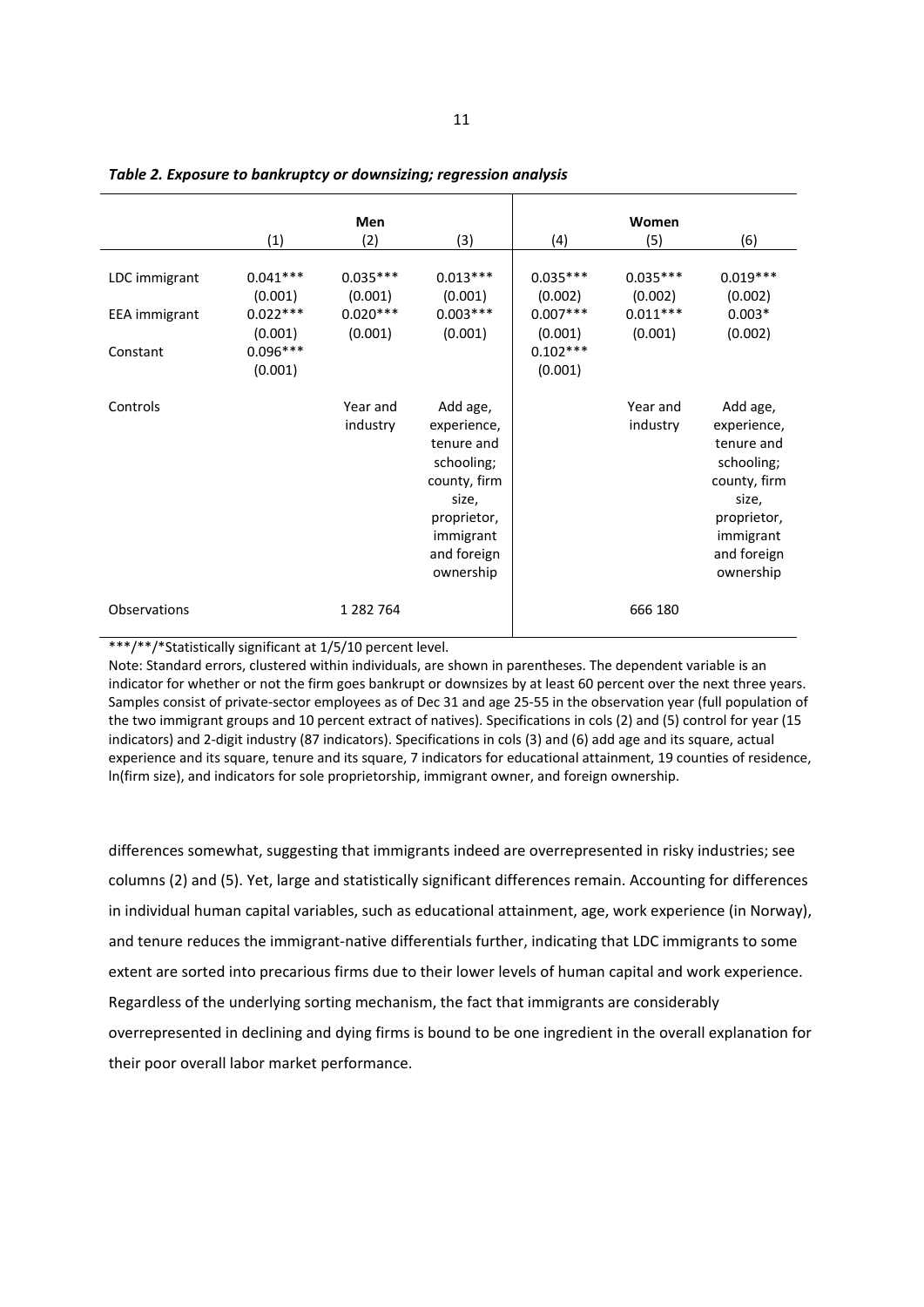*Table 2. Exposure to bankruptcy or downsizing; regression analysis*

| | Men | | | Women | | |
|---|---|---|---|---|---|---|
| | (1) | (2) | (3) | (4) | (5) | (6) |
| LDC immigrant | 0.041*** | 0.035*** | 0.013*** | 0.035*** | 0.035*** | 0.019*** |
| | (0.001) | (0.001) | (0.001) | (0.002) | (0.002) | (0.002) |
| EEA immigrant | 0.022*** | 0.020*** | 0.003*** | 0.007*** | 0.011*** | 0.003* |
| | (0.001) | (0.001) | (0.001) | (0.001) | (0.001) | (0.002) |
| Constant | 0.096*** | | | 0.102*** | | |
| | (0.001) | | | (0.001) | | |
| Controls | | Year and industry | Add age, experience, tenure and schooling; county, firm size, proprietor, immigrant and foreign ownership | | Year and industry | Add age, experience, tenure and schooling; county, firm size, proprietor, immigrant and foreign ownership |
| Observations | | 1 282 764 | | | 666 180 | |

***/**/*Statistically significant at 1/5/10 percent level.

Note: Standard errors, clustered within individuals, are shown in parentheses. The dependent variable is an indicator for whether or not the firm goes bankrupt or downsizes by at least 60 percent over the next three years. Samples consist of private-sector employees as of Dec 31 and age 25-55 in the observation year (full population of the two immigrant groups and 10 percent extract of natives). Specifications in cols (2) and (5) control for year (15 indicators) and 2-digit industry (87 indicators). Specifications in cols (3) and (6) add age and its square, actual experience and its square, tenure and its square, 7 indicators for educational attainment, 19 counties of residence, ln(firm size), and indicators for sole proprietorship, immigrant owner, and foreign ownership.

differences somewhat, suggesting that immigrants indeed are overrepresented in risky industries; see columns (2) and (5). Yet, large and statistically significant differences remain. Accounting for differences in individual human capital variables, such as educational attainment, age, work experience (in Norway), and tenure reduces the immigrant-native differentials further, indicating that LDC immigrants to some extent are sorted into precarious firms due to their lower levels of human capital and work experience. Regardless of the underlying sorting mechanism, the fact that immigrants are considerably overrepresented in declining and dying firms is bound to be one ingredient in the overall explanation for their poor overall labor market performance.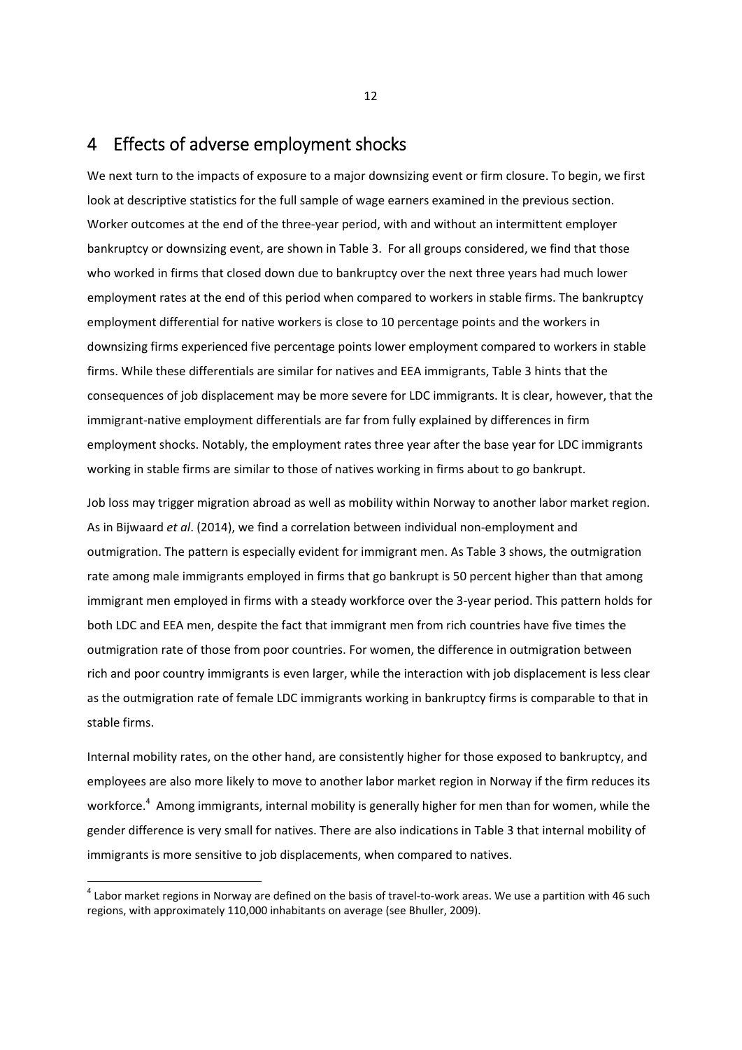# 4 Effects of adverse employment shocks

We next turn to the impacts of exposure to a major downsizing event or firm closure. To begin, we first look at descriptive statistics for the full sample of wage earners examined in the previous section. Worker outcomes at the end of the three-year period, with and without an intermittent employer bankruptcy or downsizing event, are shown in Table 3. For all groups considered, we find that those who worked in firms that closed down due to bankruptcy over the next three years had much lower employment rates at the end of this period when compared to workers in stable firms. The bankruptcy employment differential for native workers is close to 10 percentage points and the workers in downsizing firms experienced five percentage points lower employment compared to workers in stable firms. While these differentials are similar for natives and EEA immigrants, Table 3 hints that the consequences of job displacement may be more severe for LDC immigrants. It is clear, however, that the immigrant-native employment differentials are far from fully explained by differences in firm employment shocks. Notably, the employment rates three year after the base year for LDC immigrants working in stable firms are similar to those of natives working in firms about to go bankrupt.

Job loss may trigger migration abroad as well as mobility within Norway to another labor market region. As in Bijwaard *et al*. (2014), we find a correlation between individual non-employment and outmigration. The pattern is especially evident for immigrant men. As Table 3 shows, the outmigration rate among male immigrants employed in firms that go bankrupt is 50 percent higher than that among immigrant men employed in firms with a steady workforce over the 3-year period. This pattern holds for both LDC and EEA men, despite the fact that immigrant men from rich countries have five times the outmigration rate of those from poor countries. For women, the difference in outmigration between rich and poor country immigrants is even larger, while the interaction with job displacement is less clear as the outmigration rate of female LDC immigrants working in bankruptcy firms is comparable to that in stable firms.

Internal mobility rates, on the other hand, are consistently higher for those exposed to bankruptcy, and employees are also more likely to move to another labor market region in Norway if the firm reduces its workforce.[4] Among immigrants, internal mobility is generally higher for men than for women, while the gender difference is very small for natives. There are also indications in Table 3 that internal mobility of immigrants is more sensitive to job displacements, when compared to natives.

[4] Labor market regions in Norway are defined on the basis of travel-to-work areas. We use a partition with 46 such regions, with approximately 110,000 inhabitants on average (see Bhuller, 2009).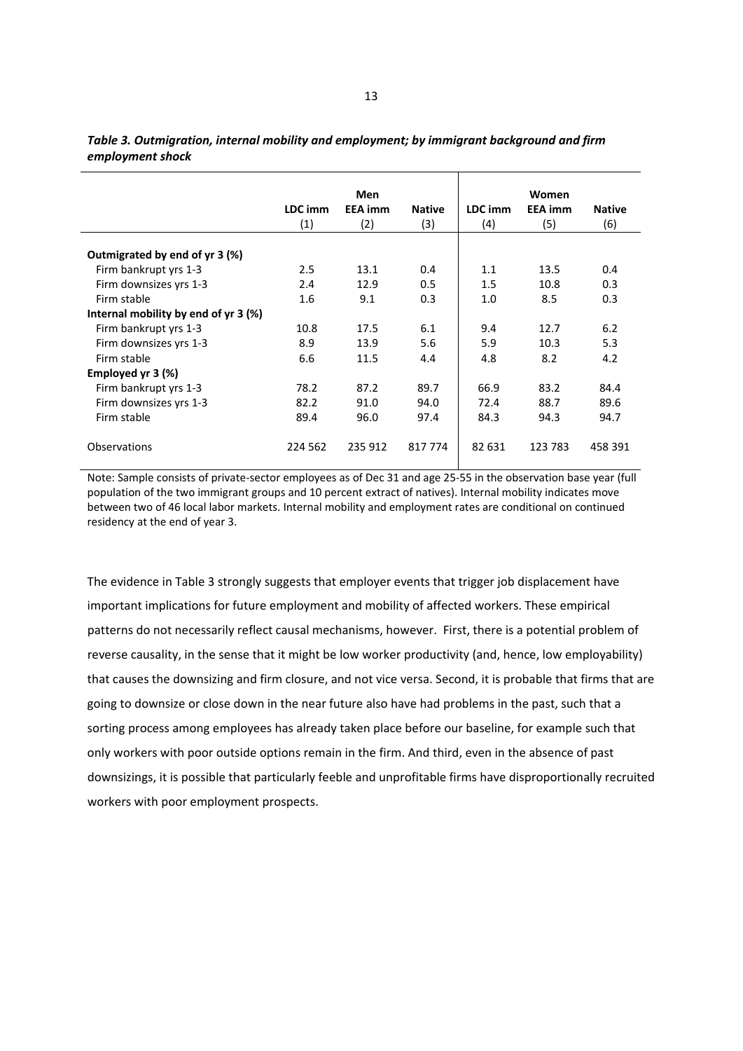***Table 3. Outmigration, internal mobility and employment; by immigrant background and firm employment shock***

| | Men | | | Women | | |
|---|---|---|---|---|---|---|
| | LDC imm | EEA imm | Native | LDC imm | EEA imm | Native |
| | (1) | (2) | (3) | (4) | (5) | (6) |
| **Outmigrated by end of yr 3 (%)** | | | | | | |
| Firm bankrupt yrs 1-3 | 2.5 | 13.1 | 0.4 | 1.1 | 13.5 | 0.4 |
| Firm downsizes yrs 1-3 | 2.4 | 12.9 | 0.5 | 1.5 | 10.8 | 0.3 |
| Firm stable | 1.6 | 9.1 | 0.3 | 1.0 | 8.5 | 0.3 |
| **Internal mobility by end of yr 3 (%)** | | | | | | |
| Firm bankrupt yrs 1-3 | 10.8 | 17.5 | 6.1 | 9.4 | 12.7 | 6.2 |
| Firm downsizes yrs 1-3 | 8.9 | 13.9 | 5.6 | 5.9 | 10.3 | 5.3 |
| Firm stable | 6.6 | 11.5 | 4.4 | 4.8 | 8.2 | 4.2 |
| **Employed yr 3 (%)** | | | | | | |
| Firm bankrupt yrs 1-3 | 78.2 | 87.2 | 89.7 | 66.9 | 83.2 | 84.4 |
| Firm downsizes yrs 1-3 | 82.2 | 91.0 | 94.0 | 72.4 | 88.7 | 89.6 |
| Firm stable | 89.4 | 96.0 | 97.4 | 84.3 | 94.3 | 94.7 |
| Observations | 224 562 | 235 912 | 817 774 | 82 631 | 123 783 | 458 391 |

Note: Sample consists of private-sector employees as of Dec 31 and age 25-55 in the observation base year (full population of the two immigrant groups and 10 percent extract of natives). Internal mobility indicates move between two of 46 local labor markets. Internal mobility and employment rates are conditional on continued residency at the end of year 3.

The evidence in Table 3 strongly suggests that employer events that trigger job displacement have important implications for future employment and mobility of affected workers. These empirical patterns do not necessarily reflect causal mechanisms, however. First, there is a potential problem of reverse causality, in the sense that it might be low worker productivity (and, hence, low employability) that causes the downsizing and firm closure, and not vice versa. Second, it is probable that firms that are going to downsize or close down in the near future also have had problems in the past, such that a sorting process among employees has already taken place before our baseline, for example such that only workers with poor outside options remain in the firm. And third, even in the absence of past downsizings, it is possible that particularly feeble and unprofitable firms have disproportionally recruited workers with poor employment prospects.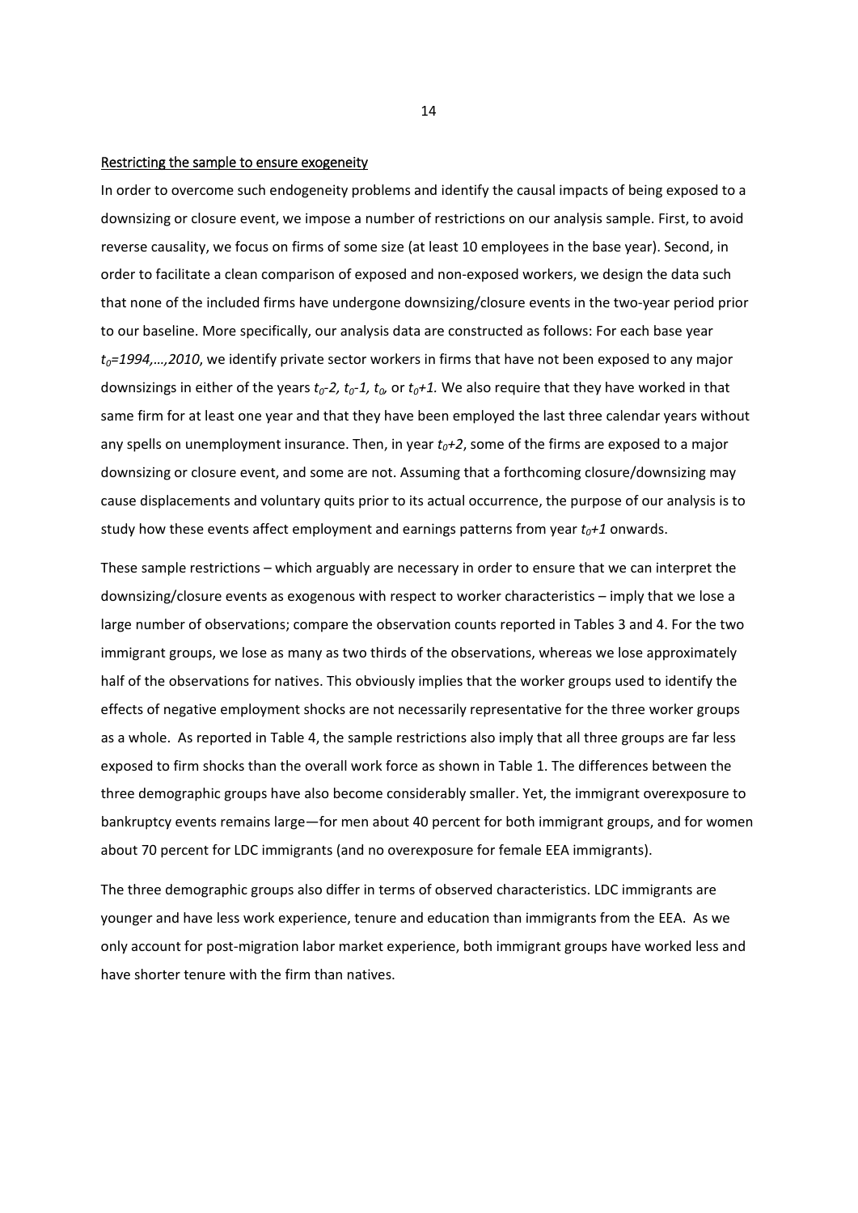Restricting the sample to ensure exogeneity

In order to overcome such endogeneity problems and identify the causal impacts of being exposed to a downsizing or closure event, we impose a number of restrictions on our analysis sample. First, to avoid reverse causality, we focus on firms of some size (at least 10 employees in the base year). Second, in order to facilitate a clean comparison of exposed and non-exposed workers, we design the data such that none of the included firms have undergone downsizing/closure events in the two-year period prior to our baseline. More specifically, our analysis data are constructed as follows: For each base year $t_0$*=1994,…,2010*, we identify private sector workers in firms that have not been exposed to any major downsizings in either of the years $t_0-2$, $t_0-1$, $t_0$, or $t_0+1$. We also require that they have worked in that same firm for at least one year and that they have been employed the last three calendar years without any spells on unemployment insurance. Then, in year $t_0+2$, some of the firms are exposed to a major downsizing or closure event, and some are not. Assuming that a forthcoming closure/downsizing may cause displacements and voluntary quits prior to its actual occurrence, the purpose of our analysis is to study how these events affect employment and earnings patterns from year $t_0+1$ onwards.

These sample restrictions – which arguably are necessary in order to ensure that we can interpret the downsizing/closure events as exogenous with respect to worker characteristics – imply that we lose a large number of observations; compare the observation counts reported in Tables 3 and 4. For the two immigrant groups, we lose as many as two thirds of the observations, whereas we lose approximately half of the observations for natives. This obviously implies that the worker groups used to identify the effects of negative employment shocks are not necessarily representative for the three worker groups as a whole. As reported in Table 4, the sample restrictions also imply that all three groups are far less exposed to firm shocks than the overall work force as shown in Table 1. The differences between the three demographic groups have also become considerably smaller. Yet, the immigrant overexposure to bankruptcy events remains large—for men about 40 percent for both immigrant groups, and for women about 70 percent for LDC immigrants (and no overexposure for female EEA immigrants).

The three demographic groups also differ in terms of observed characteristics. LDC immigrants are younger and have less work experience, tenure and education than immigrants from the EEA. As we only account for post-migration labor market experience, both immigrant groups have worked less and have shorter tenure with the firm than natives.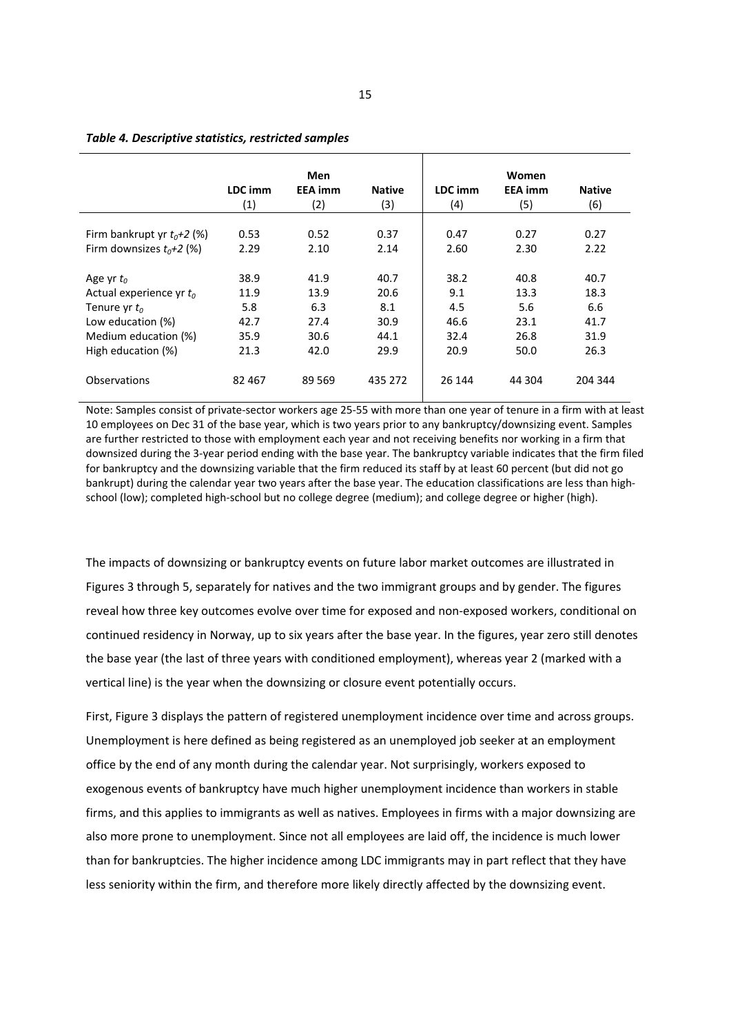***Table 4. Descriptive statistics, restricted samples***

| | Men | | | Women | | |
|---|---|---|---|---|---|---|
| | LDC imm | EEA imm | Native | LDC imm | EEA imm | Native |
| | (1) | (2) | (3) | (4) | (5) | (6) |
| Firm bankrupt yr $t_0$+2 (%) | 0.53 | 0.52 | 0.37 | 0.47 | 0.27 | 0.27 |
| Firm downsizes $t_0$+2 (%) | 2.29 | 2.10 | 2.14 | 2.60 | 2.30 | 2.22 |
| Age yr $t_0$ | 38.9 | 41.9 | 40.7 | 38.2 | 40.8 | 40.7 |
| Actual experience yr $t_0$ | 11.9 | 13.9 | 20.6 | 9.1 | 13.3 | 18.3 |
| Tenure yr $t_0$ | 5.8 | 6.3 | 8.1 | 4.5 | 5.6 | 6.6 |
| Low education (%) | 42.7 | 27.4 | 30.9 | 46.6 | 23.1 | 41.7 |
| Medium education (%) | 35.9 | 30.6 | 44.1 | 32.4 | 26.8 | 31.9 |
| High education (%) | 21.3 | 42.0 | 29.9 | 20.9 | 50.0 | 26.3 |
| Observations | 82 467 | 89 569 | 435 272 | 26 144 | 44 304 | 204 344 |

Note: Samples consist of private-sector workers age 25-55 with more than one year of tenure in a firm with at least 10 employees on Dec 31 of the base year, which is two years prior to any bankruptcy/downsizing event. Samples are further restricted to those with employment each year and not receiving benefits nor working in a firm that downsized during the 3-year period ending with the base year. The bankruptcy variable indicates that the firm filed for bankruptcy and the downsizing variable that the firm reduced its staff by at least 60 percent (but did not go bankrupt) during the calendar year two years after the base year. The education classifications are less than high-school (low); completed high-school but no college degree (medium); and college degree or higher (high).

The impacts of downsizing or bankruptcy events on future labor market outcomes are illustrated in Figures 3 through 5, separately for natives and the two immigrant groups and by gender. The figures reveal how three key outcomes evolve over time for exposed and non-exposed workers, conditional on continued residency in Norway, up to six years after the base year. In the figures, year zero still denotes the base year (the last of three years with conditioned employment), whereas year 2 (marked with a vertical line) is the year when the downsizing or closure event potentially occurs.

First, Figure 3 displays the pattern of registered unemployment incidence over time and across groups. Unemployment is here defined as being registered as an unemployed job seeker at an employment office by the end of any month during the calendar year. Not surprisingly, workers exposed to exogenous events of bankruptcy have much higher unemployment incidence than workers in stable firms, and this applies to immigrants as well as natives. Employees in firms with a major downsizing are also more prone to unemployment. Since not all employees are laid off, the incidence is much lower than for bankruptcies. The higher incidence among LDC immigrants may in part reflect that they have less seniority within the firm, and therefore more likely directly affected by the downsizing event.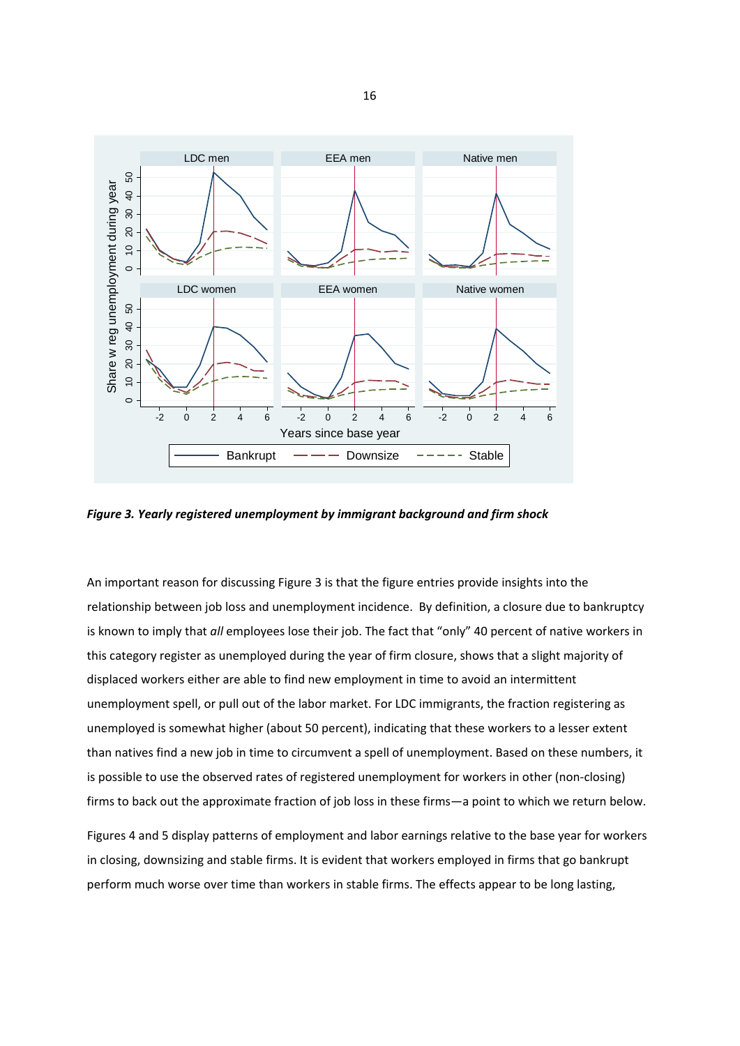*Figure 3. Yearly registered unemployment by immigrant background and firm shock*

An important reason for discussing Figure 3 is that the figure entries provide insights into the relationship between job loss and unemployment incidence. By definition, a closure due to bankruptcy is known to imply that *all* employees lose their job. The fact that "only" 40 percent of native workers in this category register as unemployed during the year of firm closure, shows that a slight majority of displaced workers either are able to find new employment in time to avoid an intermittent unemployment spell, or pull out of the labor market. For LDC immigrants, the fraction registering as unemployed is somewhat higher (about 50 percent), indicating that these workers to a lesser extent than natives find a new job in time to circumvent a spell of unemployment. Based on these numbers, it is possible to use the observed rates of registered unemployment for workers in other (non-closing) firms to back out the approximate fraction of job loss in these firms—a point to which we return below.

Figures 4 and 5 display patterns of employment and labor earnings relative to the base year for workers in closing, downsizing and stable firms. It is evident that workers employed in firms that go bankrupt perform much worse over time than workers in stable firms. The effects appear to be long lasting,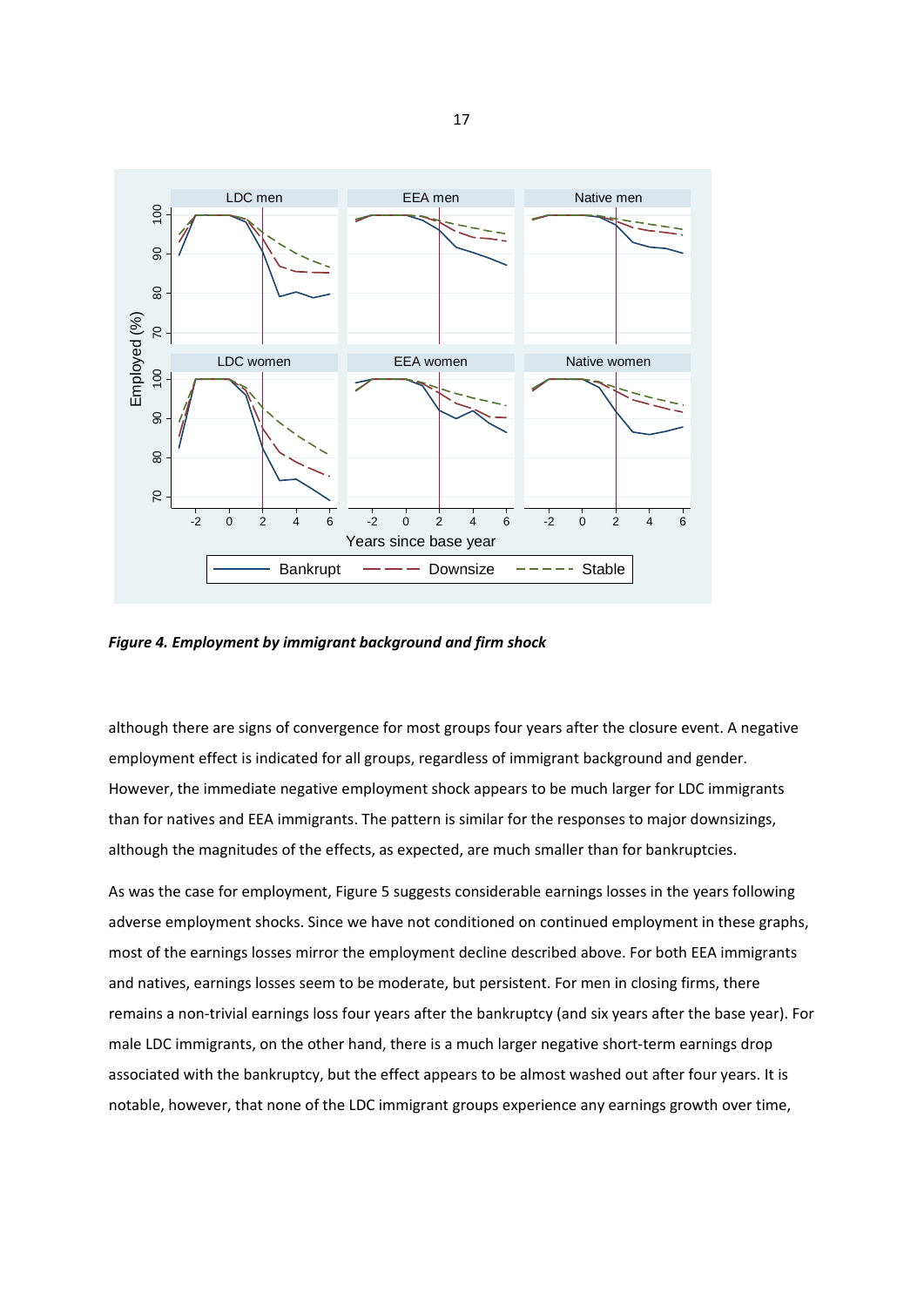*Figure 4. Employment by immigrant background and firm shock*

although there are signs of convergence for most groups four years after the closure event. A negative employment effect is indicated for all groups, regardless of immigrant background and gender. However, the immediate negative employment shock appears to be much larger for LDC immigrants than for natives and EEA immigrants. The pattern is similar for the responses to major downsizings, although the magnitudes of the effects, as expected, are much smaller than for bankruptcies.

As was the case for employment, Figure 5 suggests considerable earnings losses in the years following adverse employment shocks. Since we have not conditioned on continued employment in these graphs, most of the earnings losses mirror the employment decline described above. For both EEA immigrants and natives, earnings losses seem to be moderate, but persistent. For men in closing firms, there remains a non-trivial earnings loss four years after the bankruptcy (and six years after the base year). For male LDC immigrants, on the other hand, there is a much larger negative short-term earnings drop associated with the bankruptcy, but the effect appears to be almost washed out after four years. It is notable, however, that none of the LDC immigrant groups experience any earnings growth over time,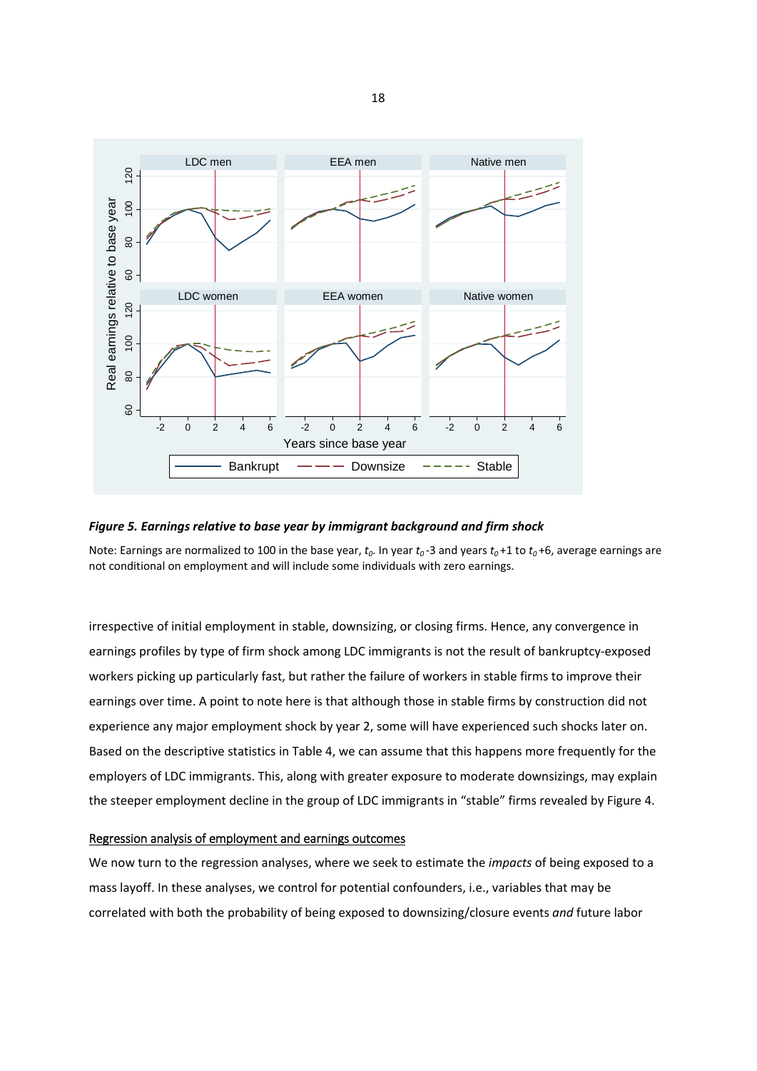***Figure 5. Earnings relative to base year by immigrant background and firm shock***

Note: Earnings are normalized to 100 in the base year, $t_0$. In year $t_0$-3 and years $t_0$+1 to $t_0$+6, average earnings are not conditional on employment and will include some individuals with zero earnings.

irrespective of initial employment in stable, downsizing, or closing firms. Hence, any convergence in earnings profiles by type of firm shock among LDC immigrants is not the result of bankruptcy-exposed workers picking up particularly fast, but rather the failure of workers in stable firms to improve their earnings over time. A point to note here is that although those in stable firms by construction did not experience any major employment shock by year 2, some will have experienced such shocks later on. Based on the descriptive statistics in Table 4, we can assume that this happens more frequently for the employers of LDC immigrants. This, along with greater exposure to moderate downsizings, may explain the steeper employment decline in the group of LDC immigrants in "stable" firms revealed by Figure 4.

### Regression analysis of employment and earnings outcomes

We now turn to the regression analyses, where we seek to estimate the *impacts* of being exposed to a mass layoff. In these analyses, we control for potential confounders, i.e., variables that may be correlated with both the probability of being exposed to downsizing/closure events *and* future labor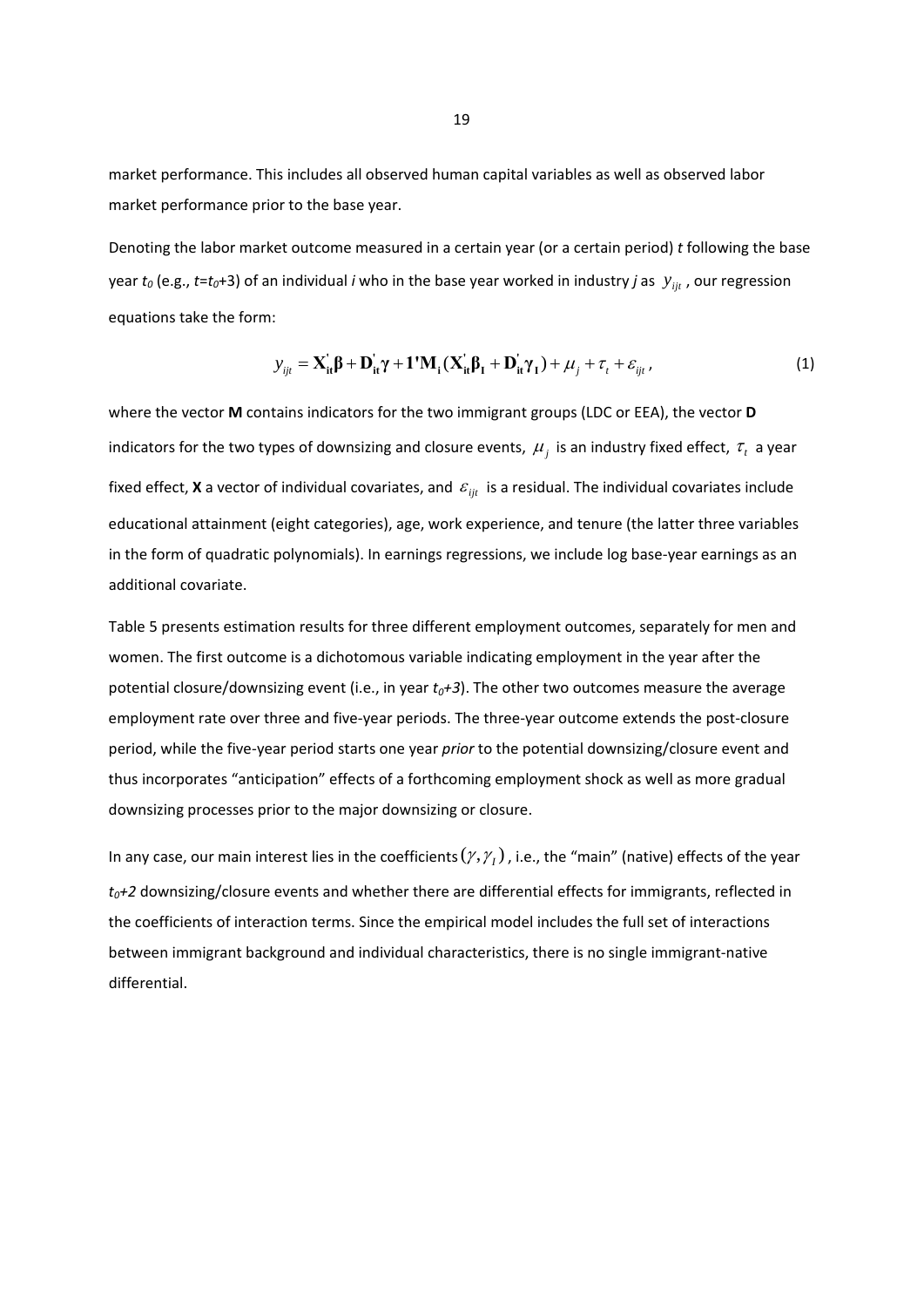market performance. This includes all observed human capital variables as well as observed labor market performance prior to the base year.

Denoting the labor market outcome measured in a certain year (or a certain period) *t* following the base year $t_0$ (e.g., $t=t_0+3$) of an individual *i* who in the base year worked in industry *j* as $y_{ijt}$, our regression equations take the form:

$$y_{ijt} = \mathbf{X}_{\mathbf{it}}^{'}\boldsymbol{\beta} + \mathbf{D}_{\mathbf{it}}^{'}\boldsymbol{\gamma} + \mathbf{1'M_i}(\mathbf{X}_{\mathbf{it}}^{'}\boldsymbol{\beta}_{\mathbf{I}} + \mathbf{D}_{\mathbf{it}}^{'}\boldsymbol{\gamma}_{\mathbf{I}}) + \mu_j + \tau_t + \varepsilon_{ijt}\,, \tag{1}$$

where the vector **M** contains indicators for the two immigrant groups (LDC or EEA), the vector **D** indicators for the two types of downsizing and closure events, $\mu_j$ is an industry fixed effect, $\tau_t$ a year fixed effect, **X** a vector of individual covariates, and $\varepsilon_{ijt}$ is a residual. The individual covariates include educational attainment (eight categories), age, work experience, and tenure (the latter three variables in the form of quadratic polynomials). In earnings regressions, we include log base-year earnings as an additional covariate.

Table 5 presents estimation results for three different employment outcomes, separately for men and women. The first outcome is a dichotomous variable indicating employment in the year after the potential closure/downsizing event (i.e., in year $t_0+3$). The other two outcomes measure the average employment rate over three and five-year periods. The three-year outcome extends the post-closure period, while the five-year period starts one year *prior* to the potential downsizing/closure event and thus incorporates "anticipation" effects of a forthcoming employment shock as well as more gradual downsizing processes prior to the major downsizing or closure.

In any case, our main interest lies in the coefficients $(\gamma, \gamma_I)$, i.e., the "main" (native) effects of the year $t_0+2$ downsizing/closure events and whether there are differential effects for immigrants, reflected in the coefficients of interaction terms. Since the empirical model includes the full set of interactions between immigrant background and individual characteristics, there is no single immigrant-native differential.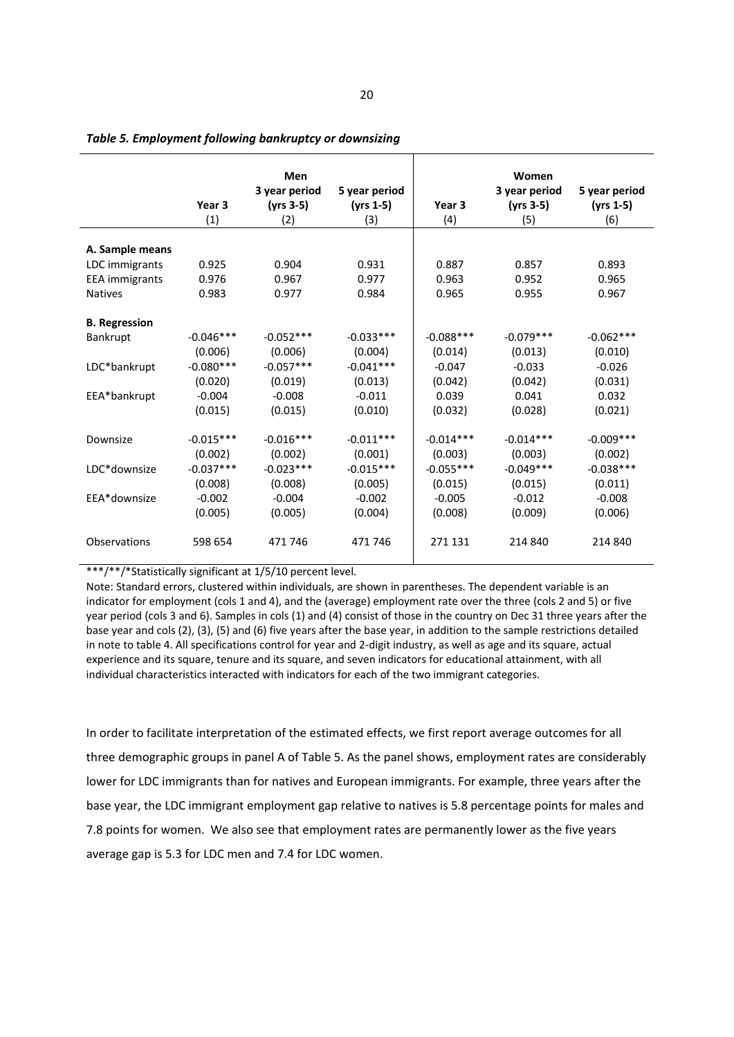*Table 5. Employment following bankruptcy or downsizing*

| | Men | | | Women | | |
|---|---|---|---|---|---|---|
| | Year 3 | 3 year period (yrs 3-5) | 5 year period (yrs 1-5) | Year 3 | 3 year period (yrs 3-5) | 5 year period (yrs 1-5) |
| | (1) | (2) | (3) | (4) | (5) | (6) |
| **A. Sample means** | | | | | | |
| LDC immigrants | 0.925 | 0.904 | 0.931 | 0.887 | 0.857 | 0.893 |
| EEA immigrants | 0.976 | 0.967 | 0.977 | 0.963 | 0.952 | 0.965 |
| Natives | 0.983 | 0.977 | 0.984 | 0.965 | 0.955 | 0.967 |
| **B. Regression** | | | | | | |
| Bankrupt | -0.046*** | -0.052*** | -0.033*** | -0.088*** | -0.079*** | -0.062*** |
| | (0.006) | (0.006) | (0.004) | (0.014) | (0.013) | (0.010) |
| LDC*bankrupt | -0.080*** | -0.057*** | -0.041*** | -0.047 | -0.033 | -0.026 |
| | (0.020) | (0.019) | (0.013) | (0.042) | (0.042) | (0.031) |
| EEA*bankrupt | -0.004 | -0.008 | -0.011 | 0.039 | 0.041 | 0.032 |
| | (0.015) | (0.015) | (0.010) | (0.032) | (0.028) | (0.021) |
| Downsize | -0.015*** | -0.016*** | -0.011*** | -0.014*** | -0.014*** | -0.009*** |
| | (0.002) | (0.002) | (0.001) | (0.003) | (0.003) | (0.002) |
| LDC*downsize | -0.037*** | -0.023*** | -0.015*** | -0.055*** | -0.049*** | -0.038*** |
| | (0.008) | (0.008) | (0.005) | (0.015) | (0.015) | (0.011) |
| EEA*downsize | -0.002 | -0.004 | -0.002 | -0.005 | -0.012 | -0.008 |
| | (0.005) | (0.005) | (0.004) | (0.008) | (0.009) | (0.006) |
| Observations | 598 654 | 471 746 | 471 746 | 271 131 | 214 840 | 214 840 |

***/**/*Statistically significant at 1/5/10 percent level.

Note: Standard errors, clustered within individuals, are shown in parentheses. The dependent variable is an indicator for employment (cols 1 and 4), and the (average) employment rate over the three (cols 2 and 5) or five year period (cols 3 and 6). Samples in cols (1) and (4) consist of those in the country on Dec 31 three years after the base year and cols (2), (3), (5) and (6) five years after the base year, in addition to the sample restrictions detailed in note to table 4. All specifications control for year and 2-digit industry, as well as age and its square, actual experience and its square, tenure and its square, and seven indicators for educational attainment, with all individual characteristics interacted with indicators for each of the two immigrant categories.

In order to facilitate interpretation of the estimated effects, we first report average outcomes for all three demographic groups in panel A of Table 5. As the panel shows, employment rates are considerably lower for LDC immigrants than for natives and European immigrants. For example, three years after the base year, the LDC immigrant employment gap relative to natives is 5.8 percentage points for males and 7.8 points for women. We also see that employment rates are permanently lower as the five years average gap is 5.3 for LDC men and 7.4 for LDC women.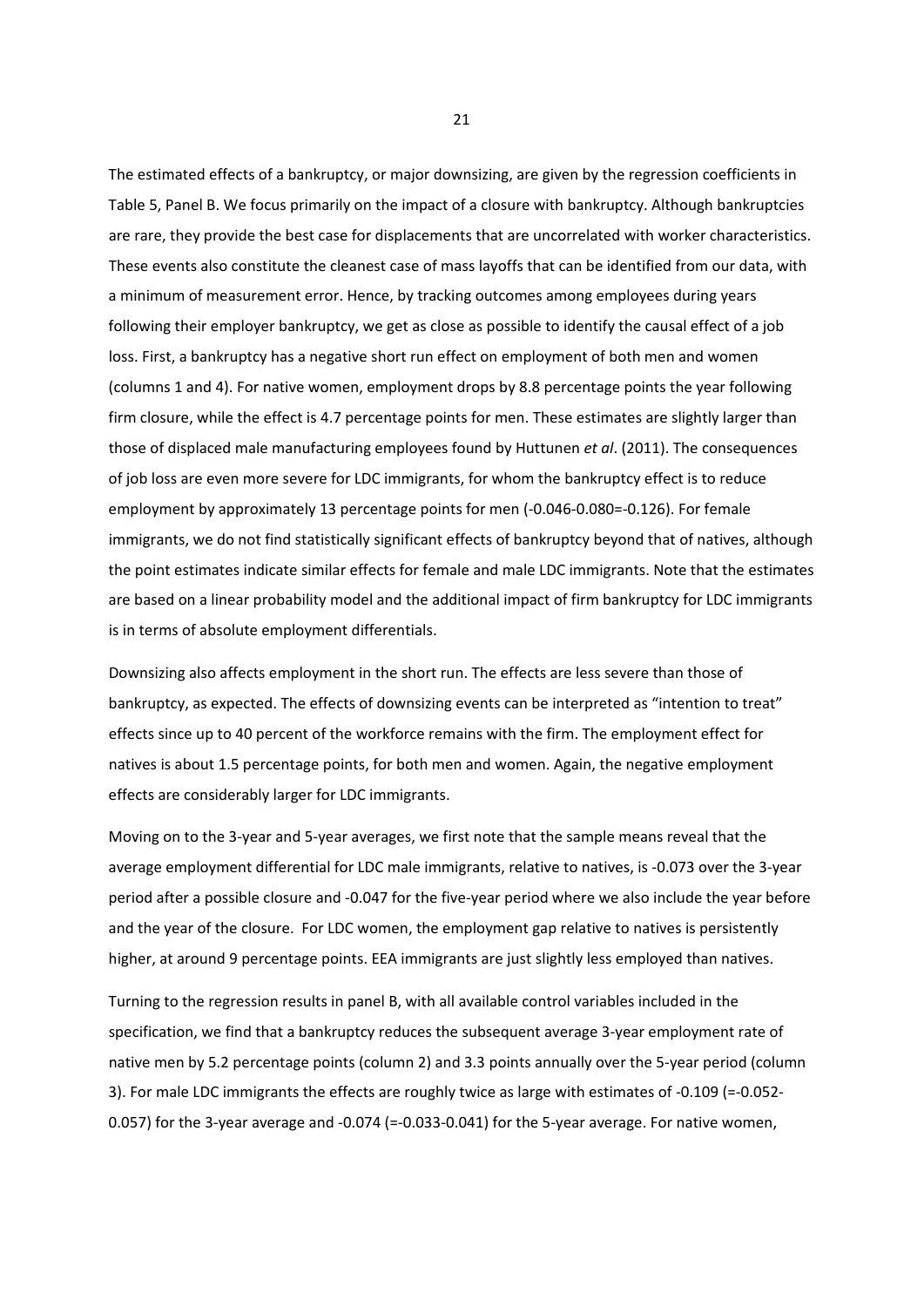The estimated effects of a bankruptcy, or major downsizing, are given by the regression coefficients in Table 5, Panel B. We focus primarily on the impact of a closure with bankruptcy. Although bankruptcies are rare, they provide the best case for displacements that are uncorrelated with worker characteristics. These events also constitute the cleanest case of mass layoffs that can be identified from our data, with a minimum of measurement error. Hence, by tracking outcomes among employees during years following their employer bankruptcy, we get as close as possible to identify the causal effect of a job loss. First, a bankruptcy has a negative short run effect on employment of both men and women (columns 1 and 4). For native women, employment drops by 8.8 percentage points the year following firm closure, while the effect is 4.7 percentage points for men. These estimates are slightly larger than those of displaced male manufacturing employees found by Huttunen *et al*. (2011). The consequences of job loss are even more severe for LDC immigrants, for whom the bankruptcy effect is to reduce employment by approximately 13 percentage points for men (-0.046-0.080=-0.126). For female immigrants, we do not find statistically significant effects of bankruptcy beyond that of natives, although the point estimates indicate similar effects for female and male LDC immigrants. Note that the estimates are based on a linear probability model and the additional impact of firm bankruptcy for LDC immigrants is in terms of absolute employment differentials.

Downsizing also affects employment in the short run. The effects are less severe than those of bankruptcy, as expected. The effects of downsizing events can be interpreted as "intention to treat" effects since up to 40 percent of the workforce remains with the firm. The employment effect for natives is about 1.5 percentage points, for both men and women. Again, the negative employment effects are considerably larger for LDC immigrants.

Moving on to the 3-year and 5-year averages, we first note that the sample means reveal that the average employment differential for LDC male immigrants, relative to natives, is -0.073 over the 3-year period after a possible closure and -0.047 for the five-year period where we also include the year before and the year of the closure. For LDC women, the employment gap relative to natives is persistently higher, at around 9 percentage points. EEA immigrants are just slightly less employed than natives.

Turning to the regression results in panel B, with all available control variables included in the specification, we find that a bankruptcy reduces the subsequent average 3-year employment rate of native men by 5.2 percentage points (column 2) and 3.3 points annually over the 5-year period (column 3). For male LDC immigrants the effects are roughly twice as large with estimates of -0.109 (=-0.052-0.057) for the 3-year average and -0.074 (=-0.033-0.041) for the 5-year average. For native women,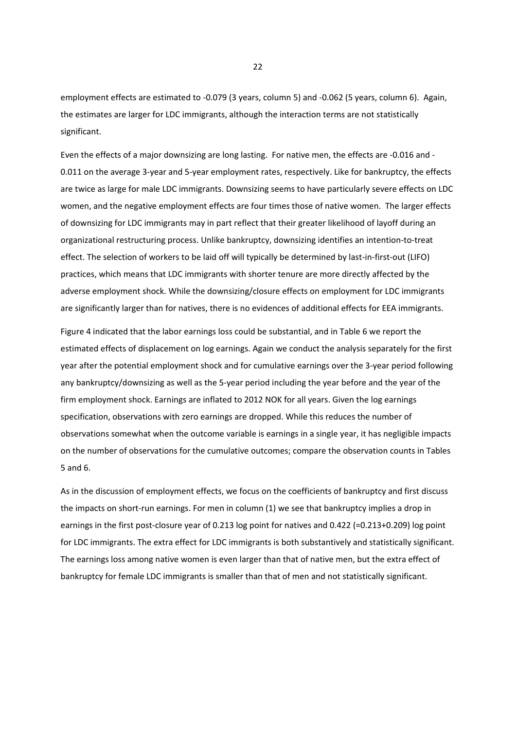employment effects are estimated to -0.079 (3 years, column 5) and -0.062 (5 years, column 6). Again, the estimates are larger for LDC immigrants, although the interaction terms are not statistically significant.

Even the effects of a major downsizing are long lasting. For native men, the effects are -0.016 and -0.011 on the average 3-year and 5-year employment rates, respectively. Like for bankruptcy, the effects are twice as large for male LDC immigrants. Downsizing seems to have particularly severe effects on LDC women, and the negative employment effects are four times those of native women. The larger effects of downsizing for LDC immigrants may in part reflect that their greater likelihood of layoff during an organizational restructuring process. Unlike bankruptcy, downsizing identifies an intention-to-treat effect. The selection of workers to be laid off will typically be determined by last-in-first-out (LIFO) practices, which means that LDC immigrants with shorter tenure are more directly affected by the adverse employment shock. While the downsizing/closure effects on employment for LDC immigrants are significantly larger than for natives, there is no evidences of additional effects for EEA immigrants.

Figure 4 indicated that the labor earnings loss could be substantial, and in Table 6 we report the estimated effects of displacement on log earnings. Again we conduct the analysis separately for the first year after the potential employment shock and for cumulative earnings over the 3-year period following any bankruptcy/downsizing as well as the 5-year period including the year before and the year of the firm employment shock. Earnings are inflated to 2012 NOK for all years. Given the log earnings specification, observations with zero earnings are dropped. While this reduces the number of observations somewhat when the outcome variable is earnings in a single year, it has negligible impacts on the number of observations for the cumulative outcomes; compare the observation counts in Tables 5 and 6.

As in the discussion of employment effects, we focus on the coefficients of bankruptcy and first discuss the impacts on short-run earnings. For men in column (1) we see that bankruptcy implies a drop in earnings in the first post-closure year of 0.213 log point for natives and 0.422 (=0.213+0.209) log point for LDC immigrants. The extra effect for LDC immigrants is both substantively and statistically significant. The earnings loss among native women is even larger than that of native men, but the extra effect of bankruptcy for female LDC immigrants is smaller than that of men and not statistically significant.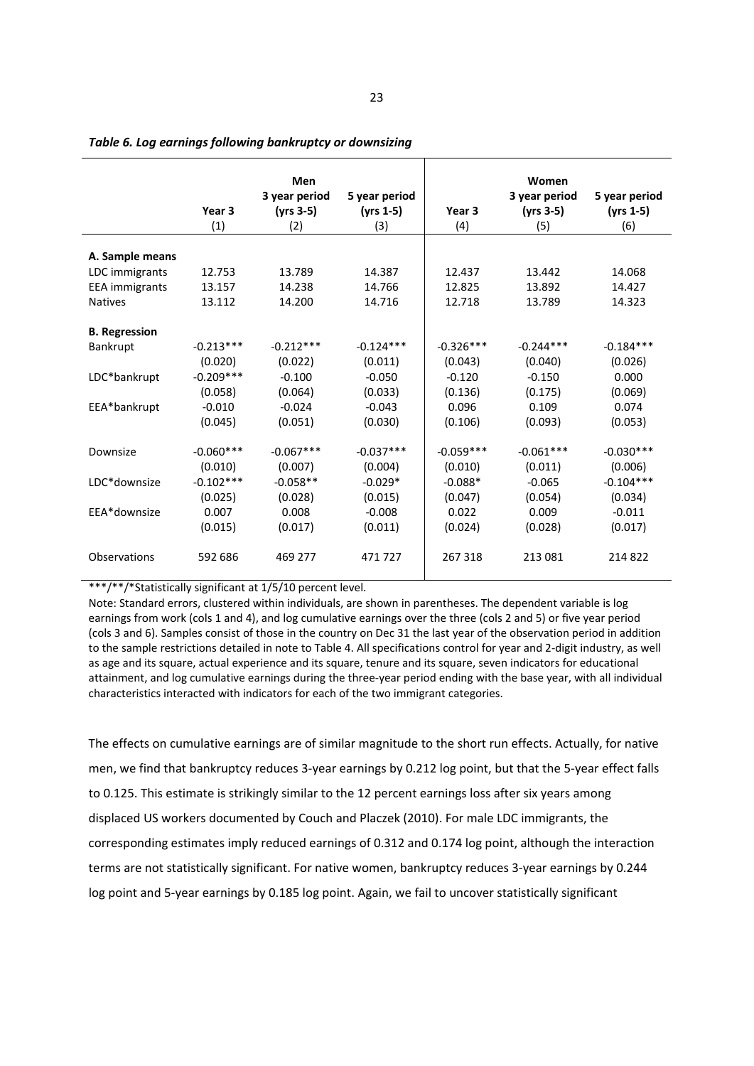*Table 6. Log earnings following bankruptcy or downsizing*

| | Men | | | Women | | |
|---|---|---|---|---|---|---|
| | Year 3 | 3 year period (yrs 3-5) | 5 year period (yrs 1-5) | Year 3 | 3 year period (yrs 3-5) | 5 year period (yrs 1-5) |
| | (1) | (2) | (3) | (4) | (5) | (6) |
| **A. Sample means** | | | | | | |
| LDC immigrants | 12.753 | 13.789 | 14.387 | 12.437 | 13.442 | 14.068 |
| EEA immigrants | 13.157 | 14.238 | 14.766 | 12.825 | 13.892 | 14.427 |
| Natives | 13.112 | 14.200 | 14.716 | 12.718 | 13.789 | 14.323 |
| **B. Regression** | | | | | | |
| Bankrupt | -0.213*** | -0.212*** | -0.124*** | -0.326*** | -0.244*** | -0.184*** |
| | (0.020) | (0.022) | (0.011) | (0.043) | (0.040) | (0.026) |
| LDC*bankrupt | -0.209*** | -0.100 | -0.050 | -0.120 | -0.150 | 0.000 |
| | (0.058) | (0.064) | (0.033) | (0.136) | (0.175) | (0.069) |
| EEA*bankrupt | -0.010 | -0.024 | -0.043 | 0.096 | 0.109 | 0.074 |
| | (0.045) | (0.051) | (0.030) | (0.106) | (0.093) | (0.053) |
| Downsize | -0.060*** | -0.067*** | -0.037*** | -0.059*** | -0.061*** | -0.030*** |
| | (0.010) | (0.007) | (0.004) | (0.010) | (0.011) | (0.006) |
| LDC*downsize | -0.102*** | -0.058** | -0.029* | -0.088* | -0.065 | -0.104*** |
| | (0.025) | (0.028) | (0.015) | (0.047) | (0.054) | (0.034) |
| EEA*downsize | 0.007 | 0.008 | -0.008 | 0.022 | 0.009 | -0.011 |
| | (0.015) | (0.017) | (0.011) | (0.024) | (0.028) | (0.017) |
| Observations | 592 686 | 469 277 | 471 727 | 267 318 | 213 081 | 214 822 |

***/**/*Statistically significant at 1/5/10 percent level.

Note: Standard errors, clustered within individuals, are shown in parentheses. The dependent variable is log earnings from work (cols 1 and 4), and log cumulative earnings over the three (cols 2 and 5) or five year period (cols 3 and 6). Samples consist of those in the country on Dec 31 the last year of the observation period in addition to the sample restrictions detailed in note to Table 4. All specifications control for year and 2-digit industry, as well as age and its square, actual experience and its square, tenure and its square, seven indicators for educational attainment, and log cumulative earnings during the three-year period ending with the base year, with all individual characteristics interacted with indicators for each of the two immigrant categories.

The effects on cumulative earnings are of similar magnitude to the short run effects. Actually, for native men, we find that bankruptcy reduces 3-year earnings by 0.212 log point, but that the 5-year effect falls to 0.125. This estimate is strikingly similar to the 12 percent earnings loss after six years among displaced US workers documented by Couch and Placzek (2010). For male LDC immigrants, the corresponding estimates imply reduced earnings of 0.312 and 0.174 log point, although the interaction terms are not statistically significant. For native women, bankruptcy reduces 3-year earnings by 0.244 log point and 5-year earnings by 0.185 log point. Again, we fail to uncover statistically significant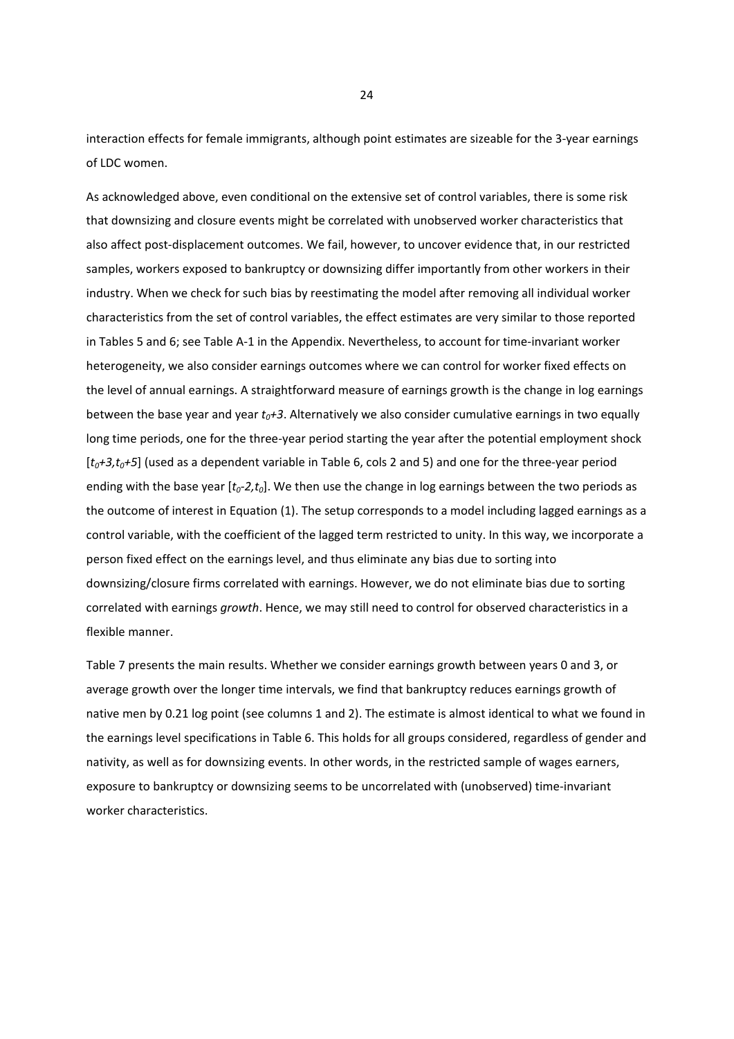interaction effects for female immigrants, although point estimates are sizeable for the 3-year earnings of LDC women.

As acknowledged above, even conditional on the extensive set of control variables, there is some risk that downsizing and closure events might be correlated with unobserved worker characteristics that also affect post-displacement outcomes. We fail, however, to uncover evidence that, in our restricted samples, workers exposed to bankruptcy or downsizing differ importantly from other workers in their industry. When we check for such bias by reestimating the model after removing all individual worker characteristics from the set of control variables, the effect estimates are very similar to those reported in Tables 5 and 6; see Table A-1 in the Appendix. Nevertheless, to account for time-invariant worker heterogeneity, we also consider earnings outcomes where we can control for worker fixed effects on the level of annual earnings. A straightforward measure of earnings growth is the change in log earnings between the base year and year $t_0+3$. Alternatively we also consider cumulative earnings in two equally long time periods, one for the three-year period starting the year after the potential employment shock [$t_0+3, t_0+5$] (used as a dependent variable in Table 6, cols 2 and 5) and one for the three-year period ending with the base year [$t_0-2, t_0$]. We then use the change in log earnings between the two periods as the outcome of interest in Equation (1). The setup corresponds to a model including lagged earnings as a control variable, with the coefficient of the lagged term restricted to unity. In this way, we incorporate a person fixed effect on the earnings level, and thus eliminate any bias due to sorting into downsizing/closure firms correlated with earnings. However, we do not eliminate bias due to sorting correlated with earnings *growth*. Hence, we may still need to control for observed characteristics in a flexible manner.

Table 7 presents the main results. Whether we consider earnings growth between years 0 and 3, or average growth over the longer time intervals, we find that bankruptcy reduces earnings growth of native men by 0.21 log point (see columns 1 and 2). The estimate is almost identical to what we found in the earnings level specifications in Table 6. This holds for all groups considered, regardless of gender and nativity, as well as for downsizing events. In other words, in the restricted sample of wages earners, exposure to bankruptcy or downsizing seems to be uncorrelated with (unobserved) time-invariant worker characteristics.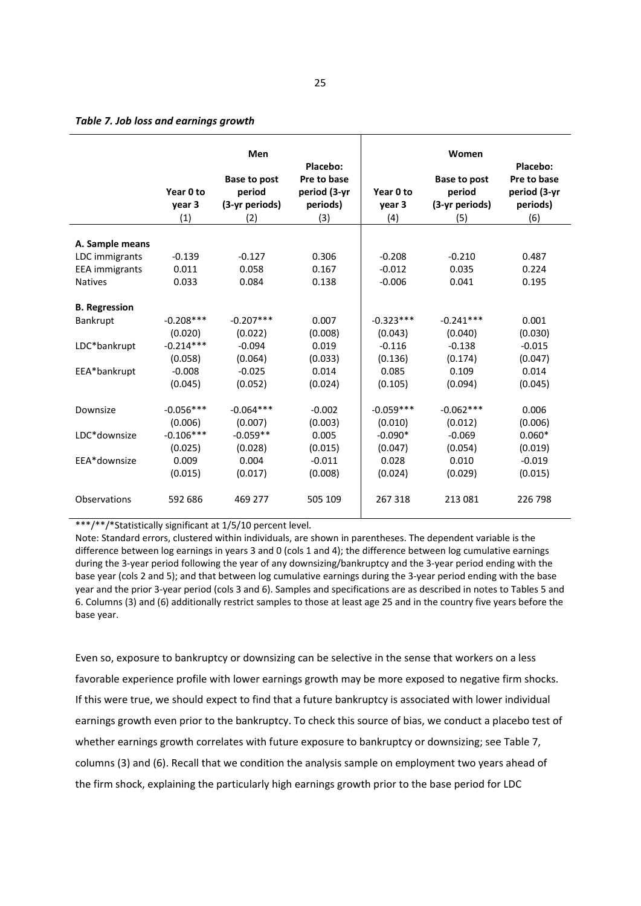*Table 7. Job loss and earnings growth*

| | Men | | | Women | | |
|---|---|---|---|---|---|---|
| | Year 0 to year 3 | Base to post period (3-yr periods) | Placebo: Pre to base period (3-yr periods) | Year 0 to year 3 | Base to post period (3-yr periods) | Placebo: Pre to base period (3-yr periods) |
| | (1) | (2) | (3) | (4) | (5) | (6) |
| **A. Sample means** | | | | | | |
| LDC immigrants | -0.139 | -0.127 | 0.306 | -0.208 | -0.210 | 0.487 |
| EEA immigrants | 0.011 | 0.058 | 0.167 | -0.012 | 0.035 | 0.224 |
| Natives | 0.033 | 0.084 | 0.138 | -0.006 | 0.041 | 0.195 |
| **B. Regression** | | | | | | |
| Bankrupt | -0.208*** | -0.207*** | 0.007 | -0.323*** | -0.241*** | 0.001 |
| | (0.020) | (0.022) | (0.008) | (0.043) | (0.040) | (0.030) |
| LDC*bankrupt | -0.214*** | -0.094 | 0.019 | -0.116 | -0.138 | -0.015 |
| | (0.058) | (0.064) | (0.033) | (0.136) | (0.174) | (0.047) |
| EEA*bankrupt | -0.008 | -0.025 | 0.014 | 0.085 | 0.109 | 0.014 |
| | (0.045) | (0.052) | (0.024) | (0.105) | (0.094) | (0.045) |
| Downsize | -0.056*** | -0.064*** | -0.002 | -0.059*** | -0.062*** | 0.006 |
| | (0.006) | (0.007) | (0.003) | (0.010) | (0.012) | (0.006) |
| LDC*downsize | -0.106*** | -0.059** | 0.005 | -0.090* | -0.069 | 0.060* |
| | (0.025) | (0.028) | (0.015) | (0.047) | (0.054) | (0.019) |
| EEA*downsize | 0.009 | 0.004 | -0.011 | 0.028 | 0.010 | -0.019 |
| | (0.015) | (0.017) | (0.008) | (0.024) | (0.029) | (0.015) |
| Observations | 592 686 | 469 277 | 505 109 | 267 318 | 213 081 | 226 798 |

***/**/*Statistically significant at 1/5/10 percent level.

Note: Standard errors, clustered within individuals, are shown in parentheses. The dependent variable is the difference between log earnings in years 3 and 0 (cols 1 and 4); the difference between log cumulative earnings during the 3-year period following the year of any downsizing/bankruptcy and the 3-year period ending with the base year (cols 2 and 5); and that between log cumulative earnings during the 3-year period ending with the base year and the prior 3-year period (cols 3 and 6). Samples and specifications are as described in notes to Tables 5 and 6. Columns (3) and (6) additionally restrict samples to those at least age 25 and in the country five years before the base year.

Even so, exposure to bankruptcy or downsizing can be selective in the sense that workers on a less favorable experience profile with lower earnings growth may be more exposed to negative firm shocks. If this were true, we should expect to find that a future bankruptcy is associated with lower individual earnings growth even prior to the bankruptcy. To check this source of bias, we conduct a placebo test of whether earnings growth correlates with future exposure to bankruptcy or downsizing; see Table 7, columns (3) and (6). Recall that we condition the analysis sample on employment two years ahead of the firm shock, explaining the particularly high earnings growth prior to the base period for LDC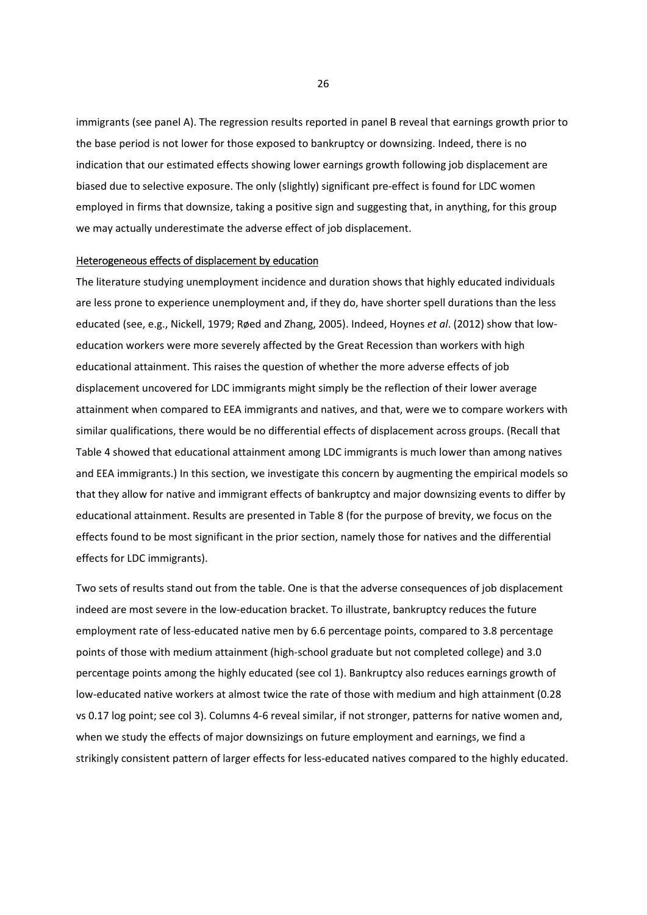immigrants (see panel A). The regression results reported in panel B reveal that earnings growth prior to the base period is not lower for those exposed to bankruptcy or downsizing. Indeed, there is no indication that our estimated effects showing lower earnings growth following job displacement are biased due to selective exposure. The only (slightly) significant pre-effect is found for LDC women employed in firms that downsize, taking a positive sign and suggesting that, in anything, for this group we may actually underestimate the adverse effect of job displacement.

Heterogeneous effects of displacement by education

The literature studying unemployment incidence and duration shows that highly educated individuals are less prone to experience unemployment and, if they do, have shorter spell durations than the less educated (see, e.g., Nickell, 1979; Røed and Zhang, 2005). Indeed, Hoynes *et al*. (2012) show that low-education workers were more severely affected by the Great Recession than workers with high educational attainment. This raises the question of whether the more adverse effects of job displacement uncovered for LDC immigrants might simply be the reflection of their lower average attainment when compared to EEA immigrants and natives, and that, were we to compare workers with similar qualifications, there would be no differential effects of displacement across groups. (Recall that Table 4 showed that educational attainment among LDC immigrants is much lower than among natives and EEA immigrants.) In this section, we investigate this concern by augmenting the empirical models so that they allow for native and immigrant effects of bankruptcy and major downsizing events to differ by educational attainment. Results are presented in Table 8 (for the purpose of brevity, we focus on the effects found to be most significant in the prior section, namely those for natives and the differential effects for LDC immigrants).

Two sets of results stand out from the table. One is that the adverse consequences of job displacement indeed are most severe in the low-education bracket. To illustrate, bankruptcy reduces the future employment rate of less-educated native men by 6.6 percentage points, compared to 3.8 percentage points of those with medium attainment (high-school graduate but not completed college) and 3.0 percentage points among the highly educated (see col 1). Bankruptcy also reduces earnings growth of low-educated native workers at almost twice the rate of those with medium and high attainment (0.28 vs 0.17 log point; see col 3). Columns 4-6 reveal similar, if not stronger, patterns for native women and, when we study the effects of major downsizings on future employment and earnings, we find a strikingly consistent pattern of larger effects for less-educated natives compared to the highly educated.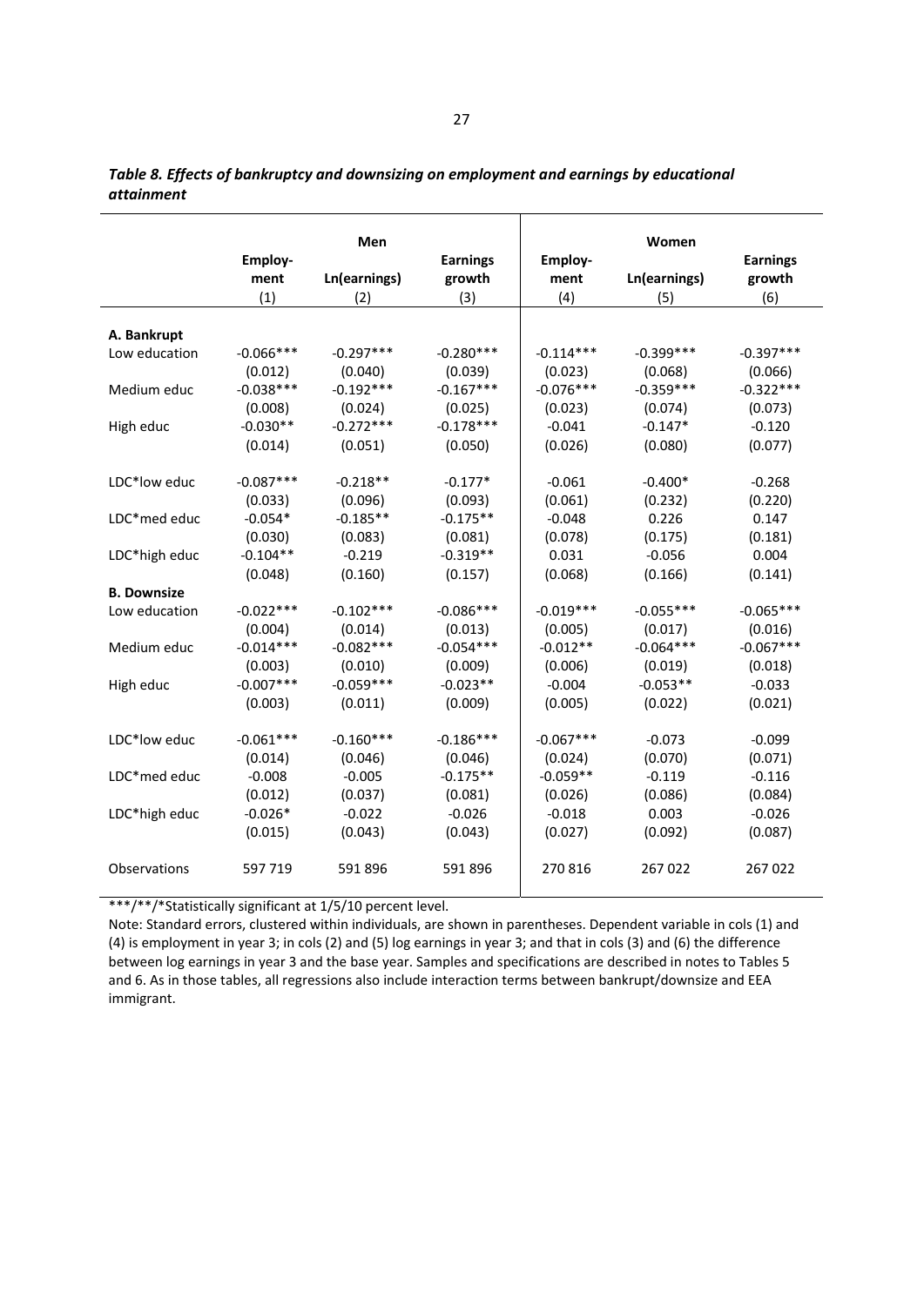*Table 8. Effects of bankruptcy and downsizing on employment and earnings by educational attainment*

| | Men | | | Women | | |
|---|---|---|---|---|---|---|
| | Employ-ment | Ln(earnings) | Earnings growth | Employ-ment | Ln(earnings) | Earnings growth |
| | (1) | (2) | (3) | (4) | (5) | (6) |
| **A. Bankrupt** | | | | | | |
| Low education | -0.066*** | -0.297*** | -0.280*** | -0.114*** | -0.399*** | -0.397*** |
| | (0.012) | (0.040) | (0.039) | (0.023) | (0.068) | (0.066) |
| Medium educ | -0.038*** | -0.192*** | -0.167*** | -0.076*** | -0.359*** | -0.322*** |
| | (0.008) | (0.024) | (0.025) | (0.023) | (0.074) | (0.073) |
| High educ | -0.030** | -0.272*** | -0.178*** | -0.041 | -0.147* | -0.120 |
| | (0.014) | (0.051) | (0.050) | (0.026) | (0.080) | (0.077) |
| LDC*low educ | -0.087*** | -0.218** | -0.177* | -0.061 | -0.400* | -0.268 |
| | (0.033) | (0.096) | (0.093) | (0.061) | (0.232) | (0.220) |
| LDC*med educ | -0.054* | -0.185** | -0.175** | -0.048 | 0.226 | 0.147 |
| | (0.030) | (0.083) | (0.081) | (0.078) | (0.175) | (0.181) |
| LDC*high educ | -0.104** | -0.219 | -0.319** | 0.031 | -0.056 | 0.004 |
| | (0.048) | (0.160) | (0.157) | (0.068) | (0.166) | (0.141) |
| **B. Downsize** | | | | | | |
| Low education | -0.022*** | -0.102*** | -0.086*** | -0.019*** | -0.055*** | -0.065*** |
| | (0.004) | (0.014) | (0.013) | (0.005) | (0.017) | (0.016) |
| Medium educ | -0.014*** | -0.082*** | -0.054*** | -0.012** | -0.064*** | -0.067*** |
| | (0.003) | (0.010) | (0.009) | (0.006) | (0.019) | (0.018) |
| High educ | -0.007*** | -0.059*** | -0.023** | -0.004 | -0.053** | -0.033 |
| | (0.003) | (0.011) | (0.009) | (0.005) | (0.022) | (0.021) |
| LDC*low educ | -0.061*** | -0.160*** | -0.186*** | -0.067*** | -0.073 | -0.099 |
| | (0.014) | (0.046) | (0.046) | (0.024) | (0.070) | (0.071) |
| LDC*med educ | -0.008 | -0.005 | -0.175** | -0.059** | -0.119 | -0.116 |
| | (0.012) | (0.037) | (0.081) | (0.026) | (0.086) | (0.084) |
| LDC*high educ | -0.026* | -0.022 | -0.026 | -0.018 | 0.003 | -0.026 |
| | (0.015) | (0.043) | (0.043) | (0.027) | (0.092) | (0.087) |
| Observations | 597 719 | 591 896 | 591 896 | 270 816 | 267 022 | 267 022 |

***/**/*Statistically significant at 1/5/10 percent level.

Note: Standard errors, clustered within individuals, are shown in parentheses. Dependent variable in cols (1) and (4) is employment in year 3; in cols (2) and (5) log earnings in year 3; and that in cols (3) and (6) the difference between log earnings in year 3 and the base year. Samples and specifications are described in notes to Tables 5 and 6. As in those tables, all regressions also include interaction terms between bankrupt/downsize and EEA immigrant.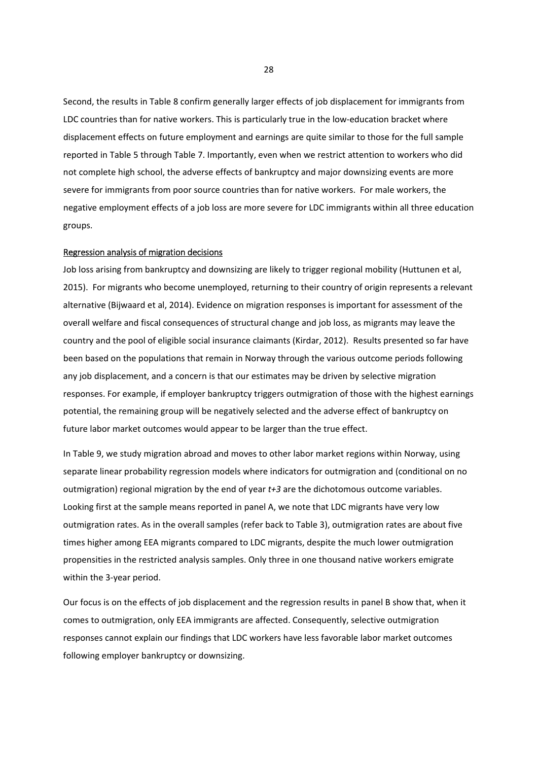Second, the results in Table 8 confirm generally larger effects of job displacement for immigrants from LDC countries than for native workers. This is particularly true in the low-education bracket where displacement effects on future employment and earnings are quite similar to those for the full sample reported in Table 5 through Table 7. Importantly, even when we restrict attention to workers who did not complete high school, the adverse effects of bankruptcy and major downsizing events are more severe for immigrants from poor source countries than for native workers. For male workers, the negative employment effects of a job loss are more severe for LDC immigrants within all three education groups.

Regression analysis of migration decisions

Job loss arising from bankruptcy and downsizing are likely to trigger regional mobility (Huttunen et al, 2015). For migrants who become unemployed, returning to their country of origin represents a relevant alternative (Bijwaard et al, 2014). Evidence on migration responses is important for assessment of the overall welfare and fiscal consequences of structural change and job loss, as migrants may leave the country and the pool of eligible social insurance claimants (Kirdar, 2012). Results presented so far have been based on the populations that remain in Norway through the various outcome periods following any job displacement, and a concern is that our estimates may be driven by selective migration responses. For example, if employer bankruptcy triggers outmigration of those with the highest earnings potential, the remaining group will be negatively selected and the adverse effect of bankruptcy on future labor market outcomes would appear to be larger than the true effect.

In Table 9, we study migration abroad and moves to other labor market regions within Norway, using separate linear probability regression models where indicators for outmigration and (conditional on no outmigration) regional migration by the end of year *t+3* are the dichotomous outcome variables. Looking first at the sample means reported in panel A, we note that LDC migrants have very low outmigration rates. As in the overall samples (refer back to Table 3), outmigration rates are about five times higher among EEA migrants compared to LDC migrants, despite the much lower outmigration propensities in the restricted analysis samples. Only three in one thousand native workers emigrate within the 3-year period.

Our focus is on the effects of job displacement and the regression results in panel B show that, when it comes to outmigration, only EEA immigrants are affected. Consequently, selective outmigration responses cannot explain our findings that LDC workers have less favorable labor market outcomes following employer bankruptcy or downsizing.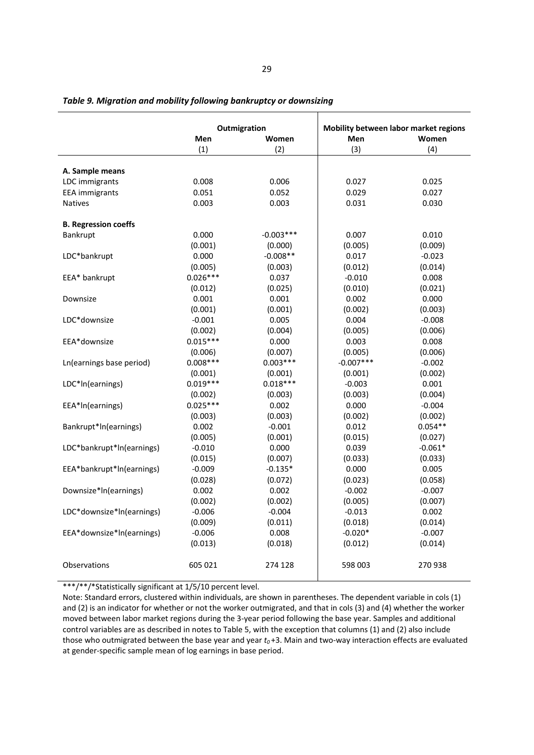*Table 9. Migration and mobility following bankruptcy or downsizing*

| | Outmigration | | Mobility between labor market regions | |
|---|---|---|---|---|
| | Men | Women | Men | Women |
| | (1) | (2) | (3) | (4) |
| **A. Sample means** | | | | |
| LDC immigrants | 0.008 | 0.006 | 0.027 | 0.025 |
| EEA immigrants | 0.051 | 0.052 | 0.029 | 0.027 |
| Natives | 0.003 | 0.003 | 0.031 | 0.030 |
| **B. Regression coeffs** | | | | |
| Bankrupt | 0.000 | -0.003*** | 0.007 | 0.010 |
| | (0.001) | (0.000) | (0.005) | (0.009) |
| LDC*bankrupt | 0.000 | -0.008** | 0.017 | -0.023 |
| | (0.005) | (0.003) | (0.012) | (0.014) |
| EEA* bankrupt | 0.026*** | 0.037 | -0.010 | 0.008 |
| | (0.012) | (0.025) | (0.010) | (0.021) |
| Downsize | 0.001 | 0.001 | 0.002 | 0.000 |
| | (0.001) | (0.001) | (0.002) | (0.003) |
| LDC*downsize | -0.001 | 0.005 | 0.004 | -0.008 |
| | (0.002) | (0.004) | (0.005) | (0.006) |
| EEA*downsize | 0.015*** | 0.000 | 0.003 | 0.008 |
| | (0.006) | (0.007) | (0.005) | (0.006) |
| Ln(earnings base period) | 0.008*** | 0.003*** | -0.007*** | -0.002 |
| | (0.001) | (0.001) | (0.001) | (0.002) |
| LDC*ln(earnings) | 0.019*** | 0.018*** | -0.003 | 0.001 |
| | (0.002) | (0.003) | (0.003) | (0.004) |
| EEA*ln(earnings) | 0.025*** | 0.002 | 0.000 | -0.004 |
| | (0.003) | (0.003) | (0.002) | (0.002) |
| Bankrupt*ln(earnings) | 0.002 | -0.001 | 0.012 | 0.054** |
| | (0.005) | (0.001) | (0.015) | (0.027) |
| LDC*bankrupt*ln(earnings) | -0.010 | 0.000 | 0.039 | -0.061* |
| | (0.015) | (0.007) | (0.033) | (0.033) |
| EEA*bankrupt*ln(earnings) | -0.009 | -0.135* | 0.000 | 0.005 |
| | (0.028) | (0.072) | (0.023) | (0.058) |
| Downsize*ln(earnings) | 0.002 | 0.002 | -0.002 | -0.007 |
| | (0.002) | (0.002) | (0.005) | (0.007) |
| LDC*downsize*ln(earnings) | -0.006 | -0.004 | -0.013 | 0.002 |
| | (0.009) | (0.011) | (0.018) | (0.014) |
| EEA*downsize*ln(earnings) | -0.006 | 0.008 | -0.020* | -0.007 |
| | (0.013) | (0.018) | (0.012) | (0.014) |
| Observations | 605 021 | 274 128 | 598 003 | 270 938 |

***/**/*Statistically significant at 1/5/10 percent level.

Note: Standard errors, clustered within individuals, are shown in parentheses. The dependent variable in cols (1) and (2) is an indicator for whether or not the worker outmigrated, and that in cols (3) and (4) whether the worker moved between labor market regions during the 3-year period following the base year. Samples and additional control variables are as described in notes to Table 5, with the exception that columns (1) and (2) also include those who outmigrated between the base year and year $t_0$+3. Main and two-way interaction effects are evaluated at gender-specific sample mean of log earnings in base period.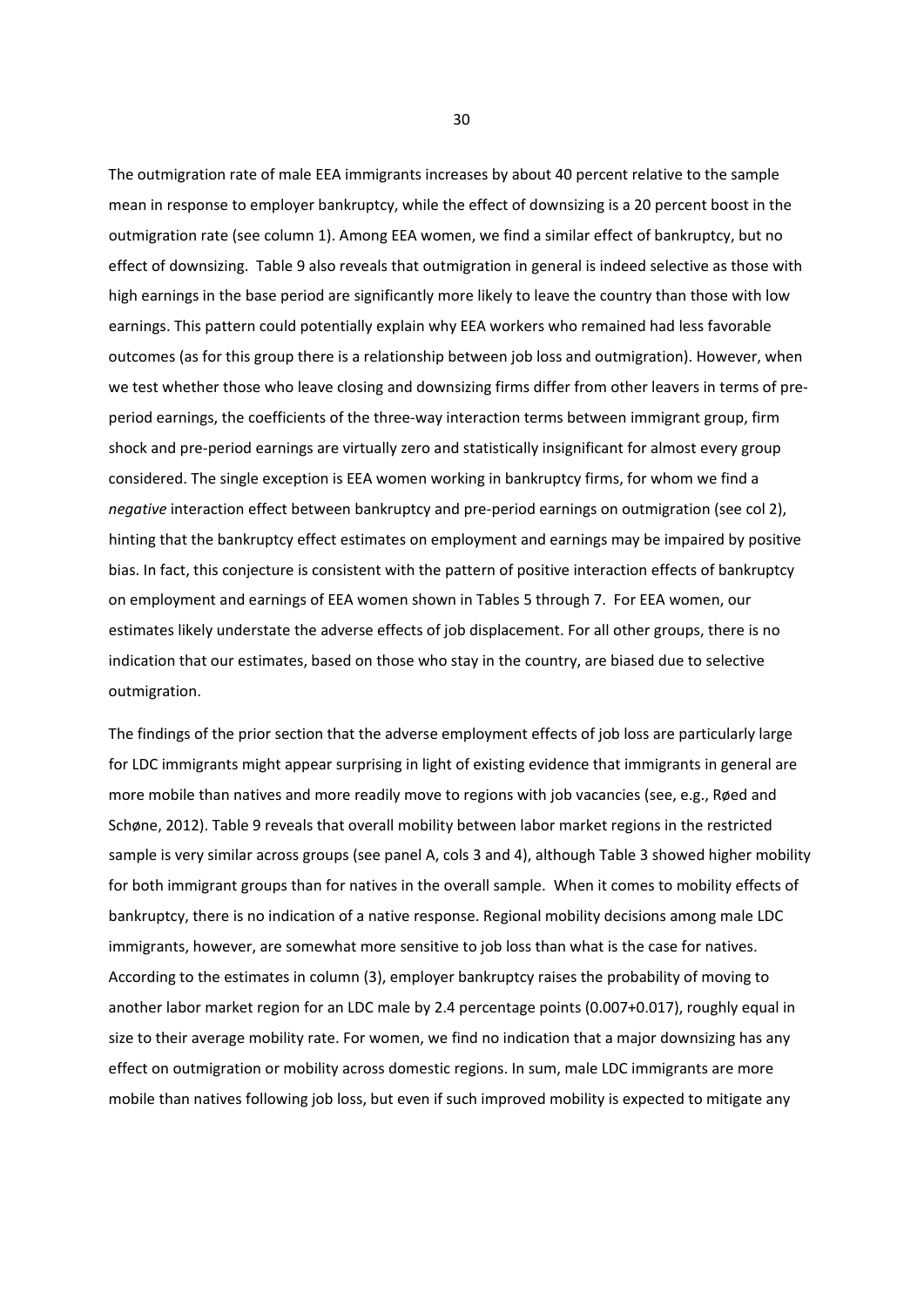The outmigration rate of male EEA immigrants increases by about 40 percent relative to the sample mean in response to employer bankruptcy, while the effect of downsizing is a 20 percent boost in the outmigration rate (see column 1). Among EEA women, we find a similar effect of bankruptcy, but no effect of downsizing. Table 9 also reveals that outmigration in general is indeed selective as those with high earnings in the base period are significantly more likely to leave the country than those with low earnings. This pattern could potentially explain why EEA workers who remained had less favorable outcomes (as for this group there is a relationship between job loss and outmigration). However, when we test whether those who leave closing and downsizing firms differ from other leavers in terms of pre-period earnings, the coefficients of the three-way interaction terms between immigrant group, firm shock and pre-period earnings are virtually zero and statistically insignificant for almost every group considered. The single exception is EEA women working in bankruptcy firms, for whom we find a *negative* interaction effect between bankruptcy and pre-period earnings on outmigration (see col 2), hinting that the bankruptcy effect estimates on employment and earnings may be impaired by positive bias. In fact, this conjecture is consistent with the pattern of positive interaction effects of bankruptcy on employment and earnings of EEA women shown in Tables 5 through 7. For EEA women, our estimates likely understate the adverse effects of job displacement. For all other groups, there is no indication that our estimates, based on those who stay in the country, are biased due to selective outmigration.

The findings of the prior section that the adverse employment effects of job loss are particularly large for LDC immigrants might appear surprising in light of existing evidence that immigrants in general are more mobile than natives and more readily move to regions with job vacancies (see, e.g., Røed and Schøne, 2012). Table 9 reveals that overall mobility between labor market regions in the restricted sample is very similar across groups (see panel A, cols 3 and 4), although Table 3 showed higher mobility for both immigrant groups than for natives in the overall sample. When it comes to mobility effects of bankruptcy, there is no indication of a native response. Regional mobility decisions among male LDC immigrants, however, are somewhat more sensitive to job loss than what is the case for natives. According to the estimates in column (3), employer bankruptcy raises the probability of moving to another labor market region for an LDC male by 2.4 percentage points (0.007+0.017), roughly equal in size to their average mobility rate. For women, we find no indication that a major downsizing has any effect on outmigration or mobility across domestic regions. In sum, male LDC immigrants are more mobile than natives following job loss, but even if such improved mobility is expected to mitigate any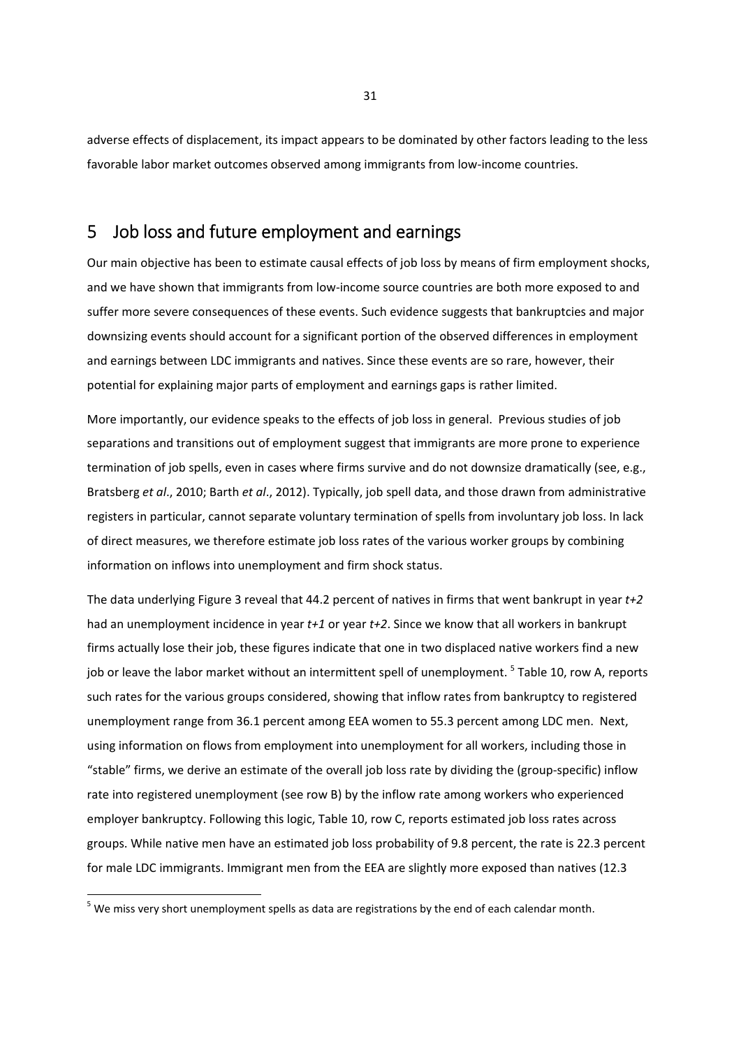adverse effects of displacement, its impact appears to be dominated by other factors leading to the less favorable labor market outcomes observed among immigrants from low-income countries.

# 5 Job loss and future employment and earnings

Our main objective has been to estimate causal effects of job loss by means of firm employment shocks, and we have shown that immigrants from low-income source countries are both more exposed to and suffer more severe consequences of these events. Such evidence suggests that bankruptcies and major downsizing events should account for a significant portion of the observed differences in employment and earnings between LDC immigrants and natives. Since these events are so rare, however, their potential for explaining major parts of employment and earnings gaps is rather limited.

More importantly, our evidence speaks to the effects of job loss in general. Previous studies of job separations and transitions out of employment suggest that immigrants are more prone to experience termination of job spells, even in cases where firms survive and do not downsize dramatically (see, e.g., Bratsberg *et al*., 2010; Barth *et al*., 2012). Typically, job spell data, and those drawn from administrative registers in particular, cannot separate voluntary termination of spells from involuntary job loss. In lack of direct measures, we therefore estimate job loss rates of the various worker groups by combining information on inflows into unemployment and firm shock status.

The data underlying Figure 3 reveal that 44.2 percent of natives in firms that went bankrupt in year *t+2* had an unemployment incidence in year *t+1* or year *t+2*. Since we know that all workers in bankrupt firms actually lose their job, these figures indicate that one in two displaced native workers find a new job or leave the labor market without an intermittent spell of unemployment. [5] Table 10, row A, reports such rates for the various groups considered, showing that inflow rates from bankruptcy to registered unemployment range from 36.1 percent among EEA women to 55.3 percent among LDC men. Next, using information on flows from employment into unemployment for all workers, including those in "stable" firms, we derive an estimate of the overall job loss rate by dividing the (group-specific) inflow rate into registered unemployment (see row B) by the inflow rate among workers who experienced employer bankruptcy. Following this logic, Table 10, row C, reports estimated job loss rates across groups. While native men have an estimated job loss probability of 9.8 percent, the rate is 22.3 percent for male LDC immigrants. Immigrant men from the EEA are slightly more exposed than natives (12.3

[5] We miss very short unemployment spells as data are registrations by the end of each calendar month.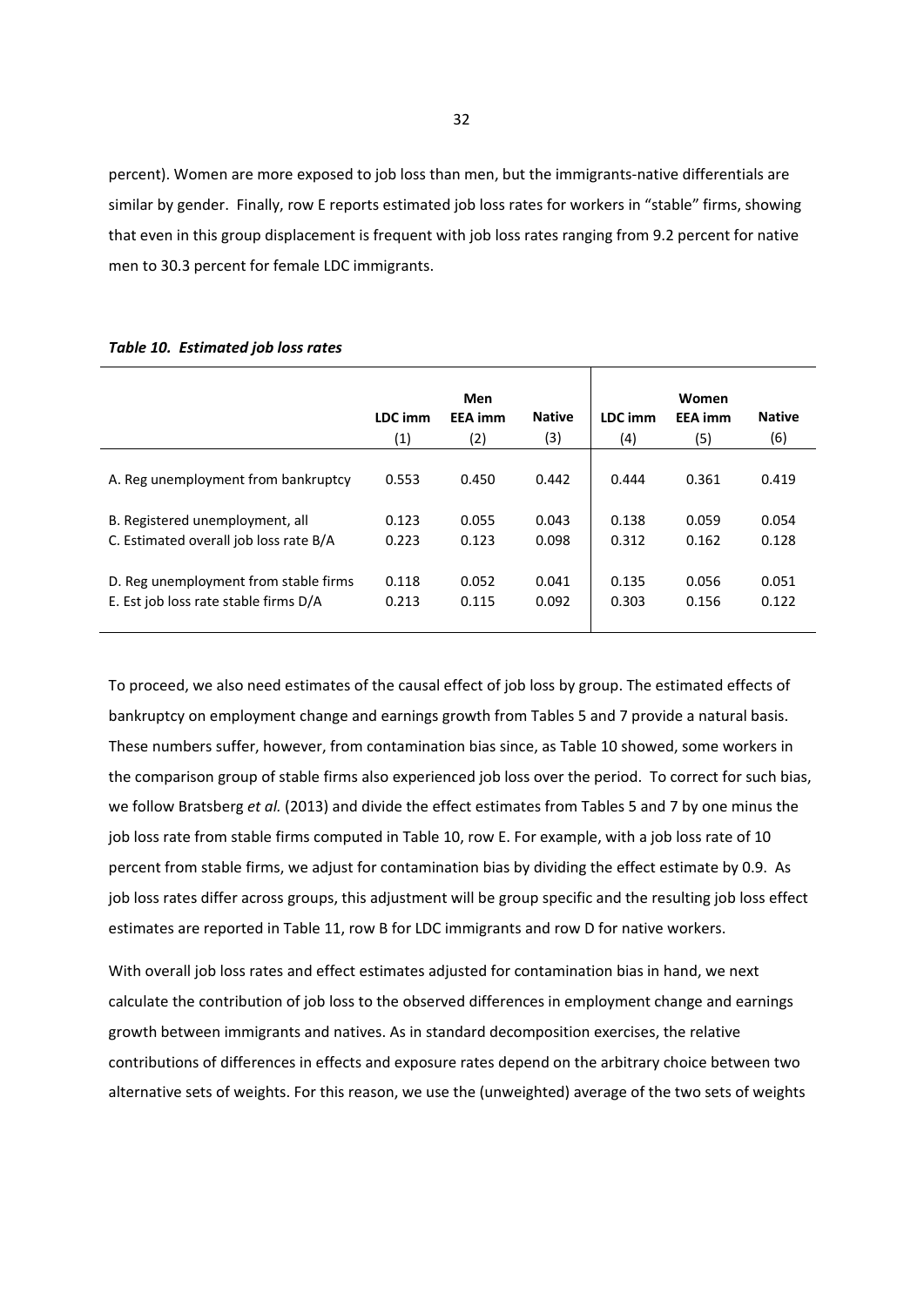percent). Women are more exposed to job loss than men, but the immigrants-native differentials are similar by gender. Finally, row E reports estimated job loss rates for workers in "stable" firms, showing that even in this group displacement is frequent with job loss rates ranging from 9.2 percent for native men to 30.3 percent for female LDC immigrants.

***Table 10. Estimated job loss rates***

| | Men | | | Women | | |
|---|---|---|---|---|---|---|
| | LDC imm | EEA imm | Native | LDC imm | EEA imm | Native |
| | (1) | (2) | (3) | (4) | (5) | (6) |
| A. Reg unemployment from bankruptcy | 0.553 | 0.450 | 0.442 | 0.444 | 0.361 | 0.419 |
| B. Registered unemployment, all | 0.123 | 0.055 | 0.043 | 0.138 | 0.059 | 0.054 |
| C. Estimated overall job loss rate B/A | 0.223 | 0.123 | 0.098 | 0.312 | 0.162 | 0.128 |
| D. Reg unemployment from stable firms | 0.118 | 0.052 | 0.041 | 0.135 | 0.056 | 0.051 |
| E. Est job loss rate stable firms D/A | 0.213 | 0.115 | 0.092 | 0.303 | 0.156 | 0.122 |

To proceed, we also need estimates of the causal effect of job loss by group. The estimated effects of bankruptcy on employment change and earnings growth from Tables 5 and 7 provide a natural basis. These numbers suffer, however, from contamination bias since, as Table 10 showed, some workers in the comparison group of stable firms also experienced job loss over the period. To correct for such bias, we follow Bratsberg *et al.* (2013) and divide the effect estimates from Tables 5 and 7 by one minus the job loss rate from stable firms computed in Table 10, row E. For example, with a job loss rate of 10 percent from stable firms, we adjust for contamination bias by dividing the effect estimate by 0.9. As job loss rates differ across groups, this adjustment will be group specific and the resulting job loss effect estimates are reported in Table 11, row B for LDC immigrants and row D for native workers.

With overall job loss rates and effect estimates adjusted for contamination bias in hand, we next calculate the contribution of job loss to the observed differences in employment change and earnings growth between immigrants and natives. As in standard decomposition exercises, the relative contributions of differences in effects and exposure rates depend on the arbitrary choice between two alternative sets of weights. For this reason, we use the (unweighted) average of the two sets of weights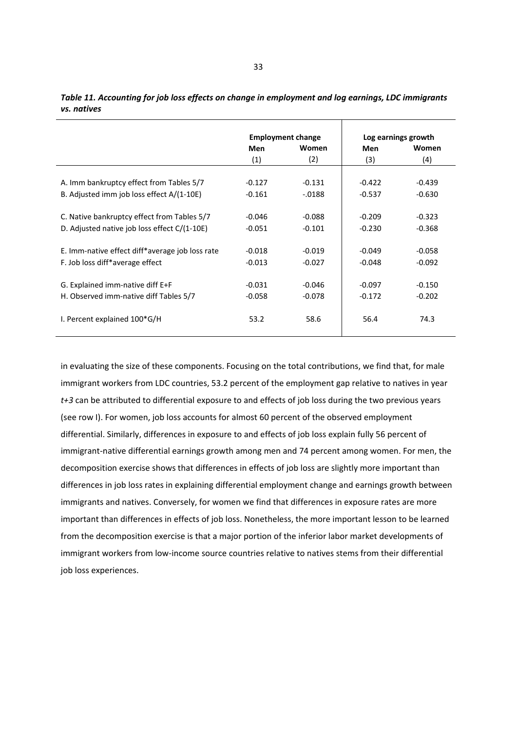*Table 11. Accounting for job loss effects on change in employment and log earnings, LDC immigrants vs. natives*

| | Employment change | | Log earnings growth | |
|---|---|---|---|---|
| | Men | Women | Men | Women |
| | (1) | (2) | (3) | (4) |
| A. Imm bankruptcy effect from Tables 5/7 | -0.127 | -0.131 | -0.422 | -0.439 |
| B. Adjusted imm job loss effect A/(1-10E) | -0.161 | -.0188 | -0.537 | -0.630 |
| C. Native bankruptcy effect from Tables 5/7 | -0.046 | -0.088 | -0.209 | -0.323 |
| D. Adjusted native job loss effect C/(1-10E) | -0.051 | -0.101 | -0.230 | -0.368 |
| E. Imm-native effect diff*average job loss rate | -0.018 | -0.019 | -0.049 | -0.058 |
| F. Job loss diff*average effect | -0.013 | -0.027 | -0.048 | -0.092 |
| G. Explained imm-native diff E+F | -0.031 | -0.046 | -0.097 | -0.150 |
| H. Observed imm-native diff Tables 5/7 | -0.058 | -0.078 | -0.172 | -0.202 |
| I. Percent explained 100*G/H | 53.2 | 58.6 | 56.4 | 74.3 |

in evaluating the size of these components. Focusing on the total contributions, we find that, for male immigrant workers from LDC countries, 53.2 percent of the employment gap relative to natives in year *t+3* can be attributed to differential exposure to and effects of job loss during the two previous years (see row I). For women, job loss accounts for almost 60 percent of the observed employment differential. Similarly, differences in exposure to and effects of job loss explain fully 56 percent of immigrant-native differential earnings growth among men and 74 percent among women. For men, the decomposition exercise shows that differences in effects of job loss are slightly more important than differences in job loss rates in explaining differential employment change and earnings growth between immigrants and natives. Conversely, for women we find that differences in exposure rates are more important than differences in effects of job loss. Nonetheless, the more important lesson to be learned from the decomposition exercise is that a major portion of the inferior labor market developments of immigrant workers from low-income source countries relative to natives stems from their differential job loss experiences.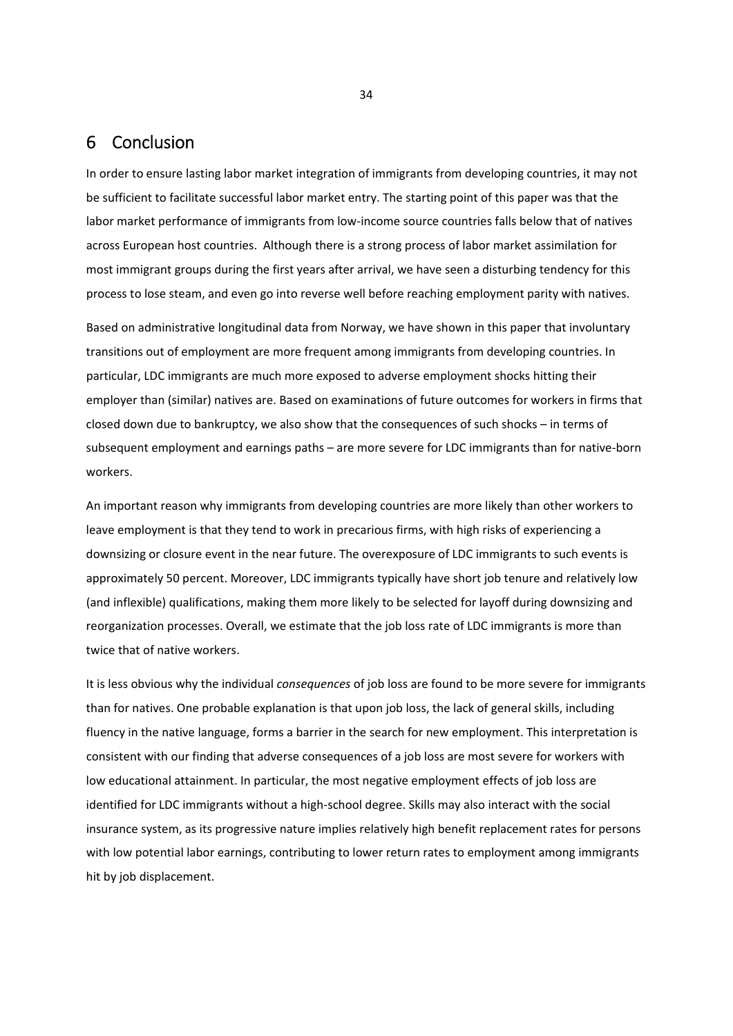# 6 Conclusion

In order to ensure lasting labor market integration of immigrants from developing countries, it may not be sufficient to facilitate successful labor market entry. The starting point of this paper was that the labor market performance of immigrants from low-income source countries falls below that of natives across European host countries. Although there is a strong process of labor market assimilation for most immigrant groups during the first years after arrival, we have seen a disturbing tendency for this process to lose steam, and even go into reverse well before reaching employment parity with natives.

Based on administrative longitudinal data from Norway, we have shown in this paper that involuntary transitions out of employment are more frequent among immigrants from developing countries. In particular, LDC immigrants are much more exposed to adverse employment shocks hitting their employer than (similar) natives are. Based on examinations of future outcomes for workers in firms that closed down due to bankruptcy, we also show that the consequences of such shocks – in terms of subsequent employment and earnings paths – are more severe for LDC immigrants than for native-born workers.

An important reason why immigrants from developing countries are more likely than other workers to leave employment is that they tend to work in precarious firms, with high risks of experiencing a downsizing or closure event in the near future. The overexposure of LDC immigrants to such events is approximately 50 percent. Moreover, LDC immigrants typically have short job tenure and relatively low (and inflexible) qualifications, making them more likely to be selected for layoff during downsizing and reorganization processes. Overall, we estimate that the job loss rate of LDC immigrants is more than twice that of native workers.

It is less obvious why the individual *consequences* of job loss are found to be more severe for immigrants than for natives. One probable explanation is that upon job loss, the lack of general skills, including fluency in the native language, forms a barrier in the search for new employment. This interpretation is consistent with our finding that adverse consequences of a job loss are most severe for workers with low educational attainment. In particular, the most negative employment effects of job loss are identified for LDC immigrants without a high-school degree. Skills may also interact with the social insurance system, as its progressive nature implies relatively high benefit replacement rates for persons with low potential labor earnings, contributing to lower return rates to employment among immigrants hit by job displacement.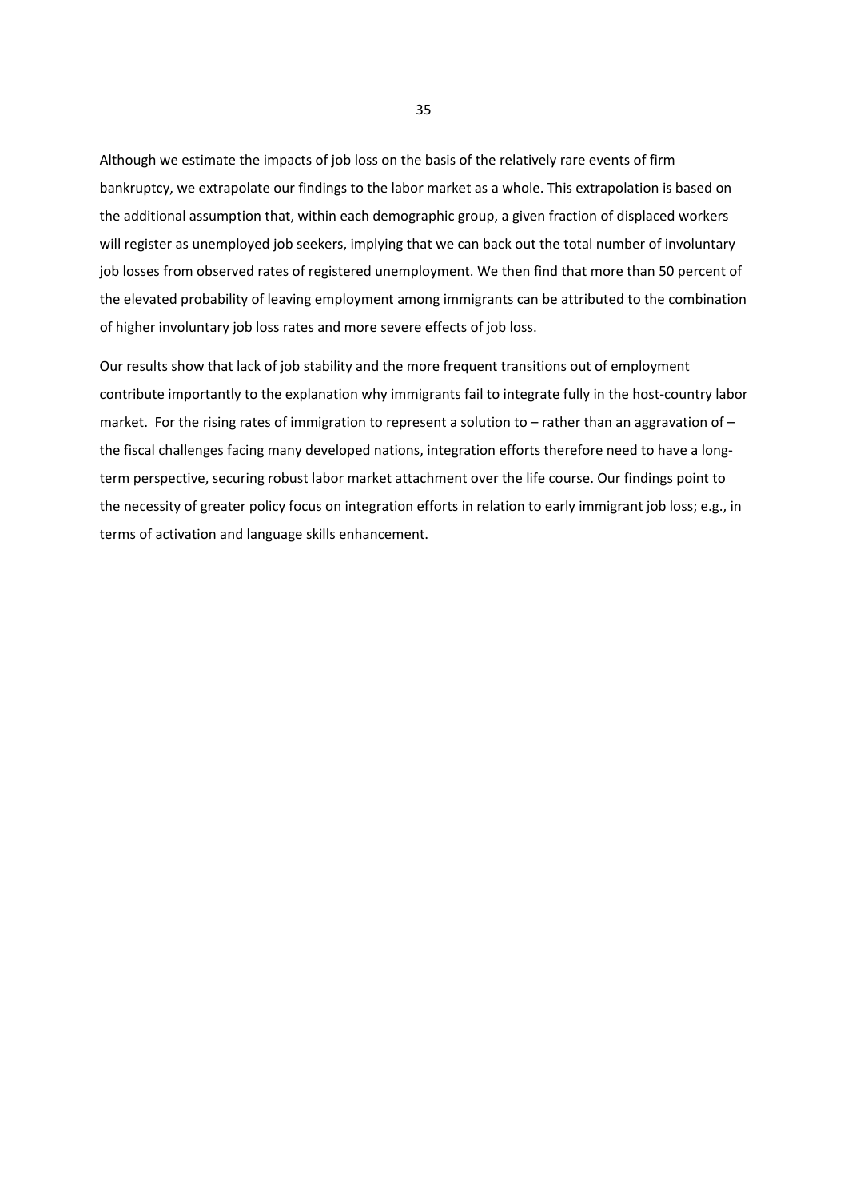Although we estimate the impacts of job loss on the basis of the relatively rare events of firm bankruptcy, we extrapolate our findings to the labor market as a whole. This extrapolation is based on the additional assumption that, within each demographic group, a given fraction of displaced workers will register as unemployed job seekers, implying that we can back out the total number of involuntary job losses from observed rates of registered unemployment. We then find that more than 50 percent of the elevated probability of leaving employment among immigrants can be attributed to the combination of higher involuntary job loss rates and more severe effects of job loss.

Our results show that lack of job stability and the more frequent transitions out of employment contribute importantly to the explanation why immigrants fail to integrate fully in the host-country labor market. For the rising rates of immigration to represent a solution to – rather than an aggravation of – the fiscal challenges facing many developed nations, integration efforts therefore need to have a long-term perspective, securing robust labor market attachment over the life course. Our findings point to the necessity of greater policy focus on integration efforts in relation to early immigrant job loss; e.g., in terms of activation and language skills enhancement.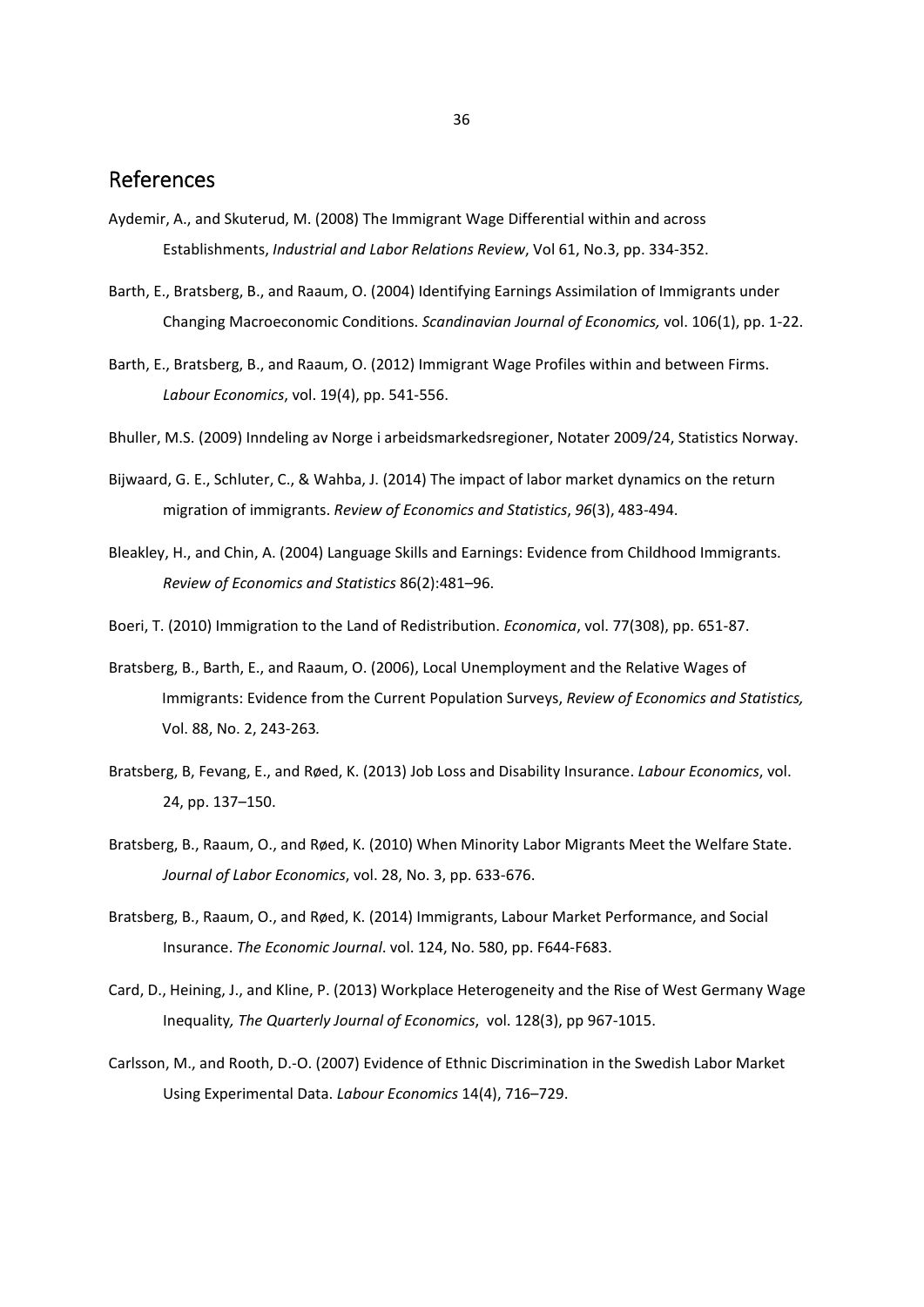## References

Aydemir, A., and Skuterud, M. (2008) The Immigrant Wage Differential within and across Establishments, *Industrial and Labor Relations Review*, Vol 61, No.3, pp. 334-352.

Barth, E., Bratsberg, B., and Raaum, O. (2004) Identifying Earnings Assimilation of Immigrants under Changing Macroeconomic Conditions. *Scandinavian Journal of Economics,* vol. 106(1), pp. 1-22.

Barth, E., Bratsberg, B., and Raaum, O. (2012) Immigrant Wage Profiles within and between Firms. *Labour Economics*, vol. 19(4), pp. 541-556.

Bhuller, M.S. (2009) Inndeling av Norge i arbeidsmarkedsregioner, Notater 2009/24, Statistics Norway.

Bijwaard, G. E., Schluter, C., & Wahba, J. (2014) The impact of labor market dynamics on the return migration of immigrants. *Review of Economics and Statistics*, *96*(3), 483-494.

Bleakley, H., and Chin, A. (2004) Language Skills and Earnings: Evidence from Childhood Immigrants. *Review of Economics and Statistics* 86(2):481–96.

Boeri, T. (2010) Immigration to the Land of Redistribution. *Economica*, vol. 77(308), pp. 651-87.

Bratsberg, B., Barth, E., and Raaum, O. (2006), Local Unemployment and the Relative Wages of Immigrants: Evidence from the Current Population Surveys, *Review of Economics and Statistics,* Vol. 88, No. 2, 243-263*.*

Bratsberg, B, Fevang, E., and Røed, K. (2013) Job Loss and Disability Insurance. *Labour Economics*, vol. 24, pp. 137–150.

Bratsberg, B., Raaum, O., and Røed, K. (2010) When Minority Labor Migrants Meet the Welfare State. *Journal of Labor Economics*, vol. 28, No. 3, pp. 633-676.

Bratsberg, B., Raaum, O., and Røed, K. (2014) Immigrants, Labour Market Performance, and Social Insurance. *The Economic Journal*. vol. 124, No. 580, pp. F644-F683.

Card, D., Heining, J., and Kline, P. (2013) Workplace Heterogeneity and the Rise of West Germany Wage Inequality*, The Quarterly Journal of Economics*, vol. 128(3), pp 967-1015.

Carlsson, M., and Rooth, D.-O. (2007) Evidence of Ethnic Discrimination in the Swedish Labor Market Using Experimental Data. *Labour Economics* 14(4), 716–729.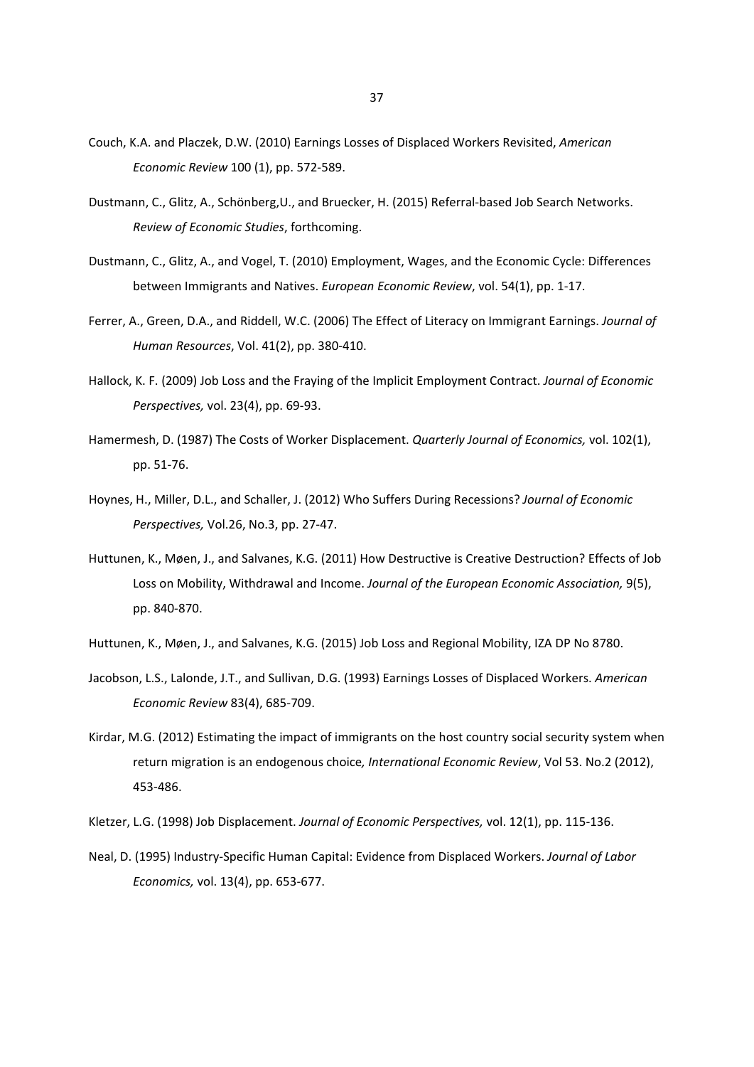Couch, K.A. and Placzek, D.W. (2010) Earnings Losses of Displaced Workers Revisited, *American Economic Review* 100 (1), pp. 572-589.

Dustmann, C., Glitz, A., Schönberg,U., and Bruecker, H. (2015) Referral-based Job Search Networks. *Review of Economic Studies*, forthcoming.

Dustmann, C., Glitz, A., and Vogel, T. (2010) Employment, Wages, and the Economic Cycle: Differences between Immigrants and Natives. *European Economic Review*, vol. 54(1), pp. 1-17.

Ferrer, A., Green, D.A., and Riddell, W.C. (2006) The Effect of Literacy on Immigrant Earnings. *Journal of Human Resources*, Vol. 41(2), pp. 380-410.

Hallock, K. F. (2009) Job Loss and the Fraying of the Implicit Employment Contract. *Journal of Economic Perspectives,* vol. 23(4), pp. 69-93.

Hamermesh, D. (1987) The Costs of Worker Displacement. *Quarterly Journal of Economics,* vol. 102(1), pp. 51-76.

Hoynes, H., Miller, D.L., and Schaller, J. (2012) Who Suffers During Recessions? *Journal of Economic Perspectives,* Vol.26, No.3, pp. 27-47.

Huttunen, K., Møen, J., and Salvanes, K.G. (2011) How Destructive is Creative Destruction? Effects of Job Loss on Mobility, Withdrawal and Income. *Journal of the European Economic Association,* 9(5), pp. 840-870.

Huttunen, K., Møen, J., and Salvanes, K.G. (2015) Job Loss and Regional Mobility, IZA DP No 8780.

Jacobson, L.S., Lalonde, J.T., and Sullivan, D.G. (1993) Earnings Losses of Displaced Workers. *American Economic Review* 83(4), 685-709.

Kirdar, M.G. (2012) Estimating the impact of immigrants on the host country social security system when return migration is an endogenous choice*, International Economic Review*, Vol 53. No.2 (2012), 453-486.

Kletzer, L.G. (1998) Job Displacement. *Journal of Economic Perspectives,* vol. 12(1), pp. 115-136.

Neal, D. (1995) Industry-Specific Human Capital: Evidence from Displaced Workers. *Journal of Labor Economics,* vol. 13(4), pp. 653-677.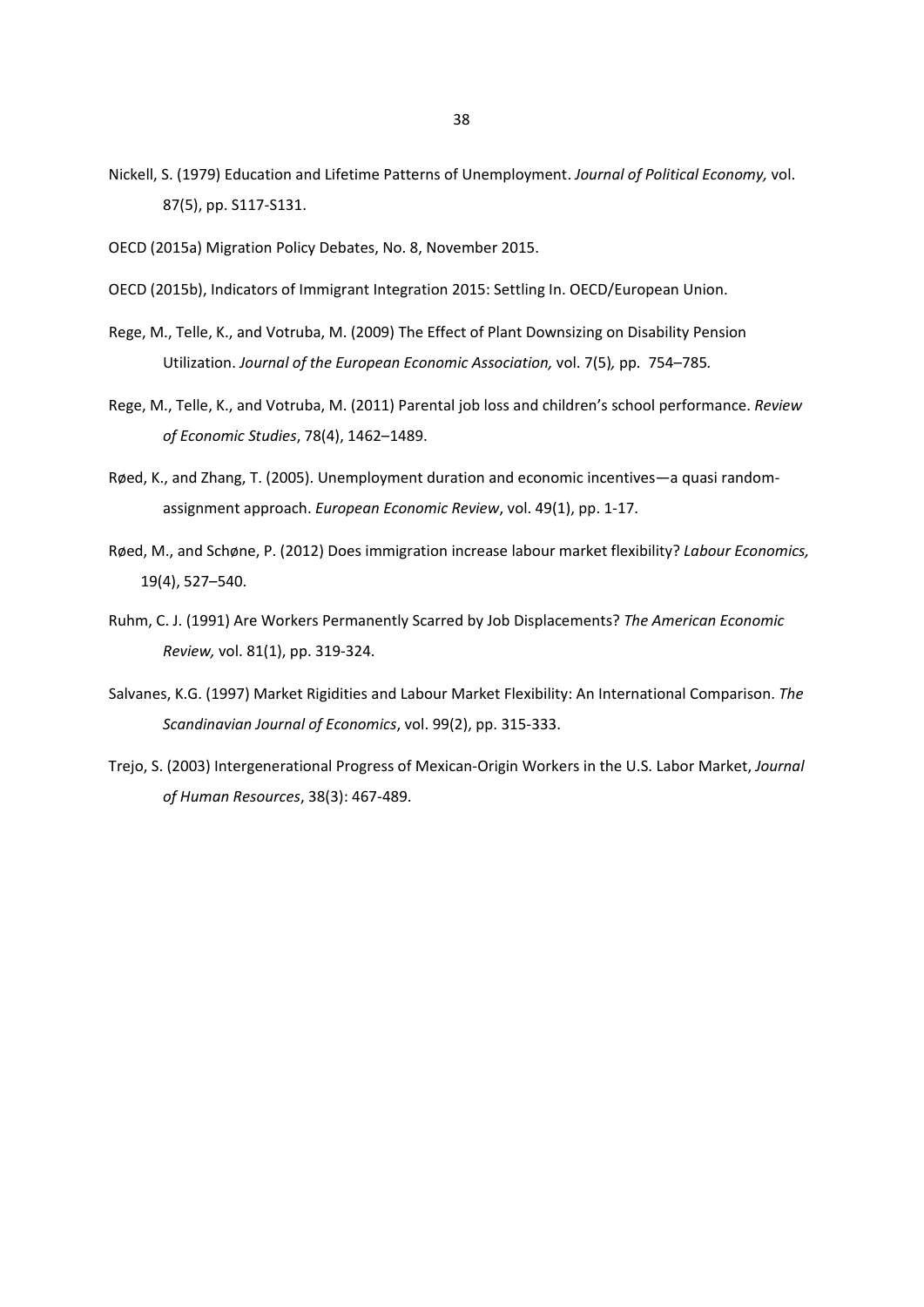Nickell, S. (1979) Education and Lifetime Patterns of Unemployment. *Journal of Political Economy,* vol. 87(5), pp. S117-S131.

OECD (2015a) Migration Policy Debates, No. 8, November 2015.

OECD (2015b), Indicators of Immigrant Integration 2015: Settling In. OECD/European Union.

Rege, M., Telle, K., and Votruba, M. (2009) The Effect of Plant Downsizing on Disability Pension Utilization. *Journal of the European Economic Association,* vol. 7(5)*,* pp. 754–785*.*

Rege, M., Telle, K., and Votruba, M. (2011) Parental job loss and children's school performance. *Review of Economic Studies*, 78(4), 1462–1489.

Røed, K., and Zhang, T. (2005). Unemployment duration and economic incentives—a quasi random-assignment approach. *European Economic Review*, vol. 49(1), pp. 1-17.

Røed, M., and Schøne, P. (2012) Does immigration increase labour market flexibility? *Labour Economics,* 19(4), 527–540.

Ruhm, C. J. (1991) Are Workers Permanently Scarred by Job Displacements? *The American Economic Review,* vol. 81(1), pp. 319-324.

Salvanes, K.G. (1997) Market Rigidities and Labour Market Flexibility: An International Comparison. *The Scandinavian Journal of Economics*, vol. 99(2), pp. 315-333.

Trejo, S. (2003) Intergenerational Progress of Mexican-Origin Workers in the U.S. Labor Market, *Journal of Human Resources*, 38(3): 467-489.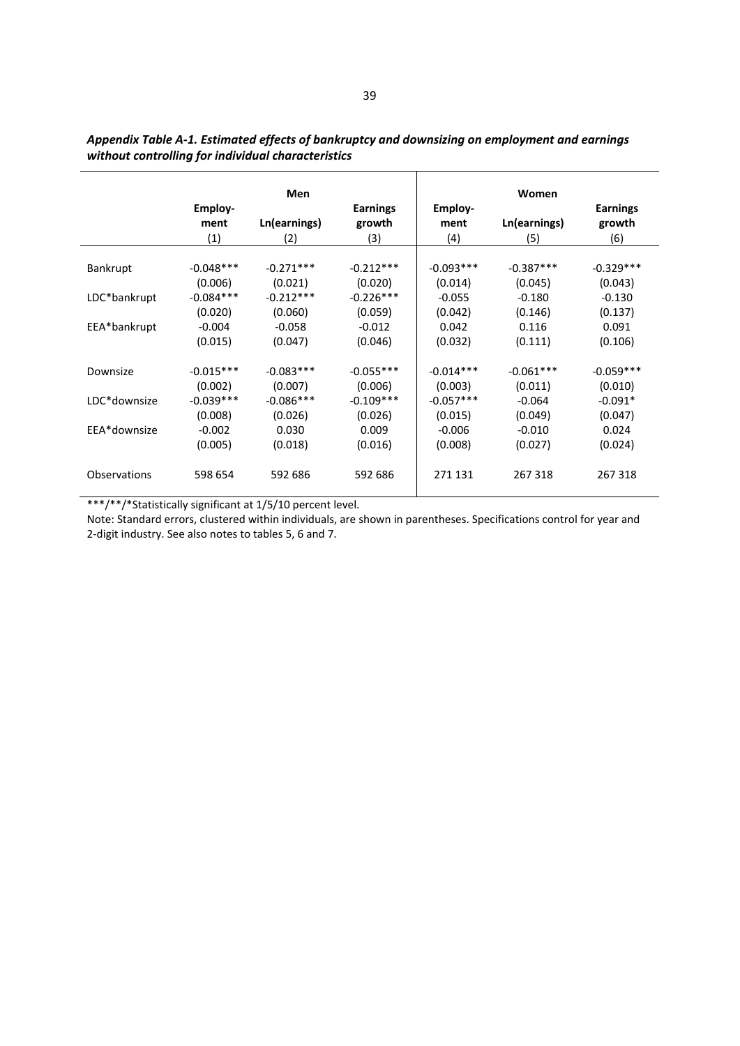*Appendix Table A-1. Estimated effects of bankruptcy and downsizing on employment and earnings without controlling for individual characteristics*

| | Men | | | Women | | |
|---|---|---|---|---|---|---|
| | **Employ-ment** | **Ln(earnings)** | **Earnings growth** | **Employ-ment** | **Ln(earnings)** | **Earnings growth** |
| | (1) | (2) | (3) | (4) | (5) | (6) |
| Bankrupt | -0.048*** | -0.271*** | -0.212*** | -0.093*** | -0.387*** | -0.329*** |
| | (0.006) | (0.021) | (0.020) | (0.014) | (0.045) | (0.043) |
| LDC*bankrupt | -0.084*** | -0.212*** | -0.226*** | -0.055 | -0.180 | -0.130 |
| | (0.020) | (0.060) | (0.059) | (0.042) | (0.146) | (0.137) |
| EEA*bankrupt | -0.004 | -0.058 | -0.012 | 0.042 | 0.116 | 0.091 |
| | (0.015) | (0.047) | (0.046) | (0.032) | (0.111) | (0.106) |
| Downsize | -0.015*** | -0.083*** | -0.055*** | -0.014*** | -0.061*** | -0.059*** |
| | (0.002) | (0.007) | (0.006) | (0.003) | (0.011) | (0.010) |
| LDC*downsize | -0.039*** | -0.086*** | -0.109*** | -0.057*** | -0.064 | -0.091* |
| | (0.008) | (0.026) | (0.026) | (0.015) | (0.049) | (0.047) |
| EEA*downsize | -0.002 | 0.030 | 0.009 | -0.006 | -0.010 | 0.024 |
| | (0.005) | (0.018) | (0.016) | (0.008) | (0.027) | (0.024) |
| Observations | 598 654 | 592 686 | 592 686 | 271 131 | 267 318 | 267 318 |

***/**/*Statistically significant at 1/5/10 percent level.

Note: Standard errors, clustered within individuals, are shown in parentheses. Specifications control for year and 2-digit industry. See also notes to tables 5, 6 and 7.